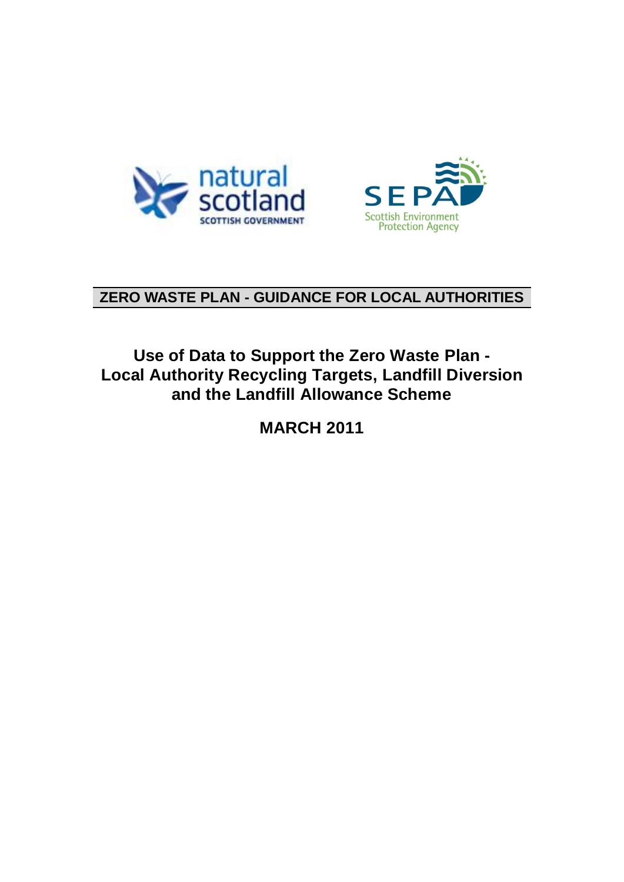natural scotland

SCOTTISH GOVERNMENT

SEPA

Scottish Environment Protection Agency

**ZERO WASTE PLAN - GUIDANCE FOR LOCAL AUTHORITIES**

# Use of Data to Support the Zero Waste Plan - Local Authority Recycling Targets, Landfill Diversion and the Landfill Allowance Scheme

## MARCH 2011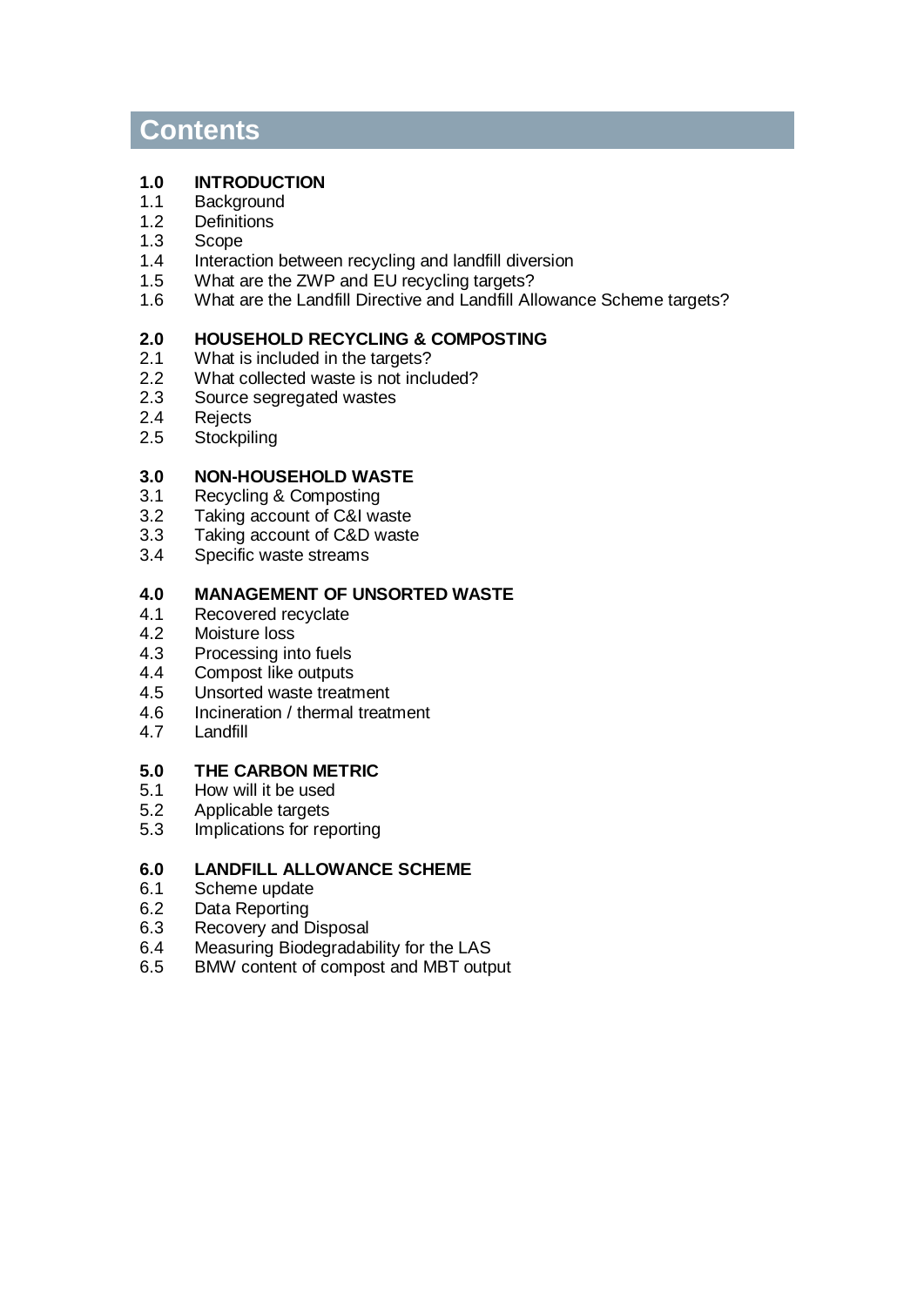# Contents

**1.0 INTRODUCTION**

1.1 Background
1.2 Definitions
1.3 Scope
1.4 Interaction between recycling and landfill diversion
1.5 What are the ZWP and EU recycling targets?
1.6 What are the Landfill Directive and Landfill Allowance Scheme targets?

**2.0 HOUSEHOLD RECYCLING & COMPOSTING**

2.1 What is included in the targets?
2.2 What collected waste is not included?
2.3 Source segregated wastes
2.4 Rejects
2.5 Stockpiling

**3.0 NON-HOUSEHOLD WASTE**

3.1 Recycling & Composting
3.2 Taking account of C&I waste
3.3 Taking account of C&D waste
3.4 Specific waste streams

**4.0 MANAGEMENT OF UNSORTED WASTE**

4.1 Recovered recyclate
4.2 Moisture loss
4.3 Processing into fuels
4.4 Compost like outputs
4.5 Unsorted waste treatment
4.6 Incineration / thermal treatment
4.7 Landfill

**5.0 THE CARBON METRIC**

5.1 How will it be used
5.2 Applicable targets
5.3 Implications for reporting

**6.0 LANDFILL ALLOWANCE SCHEME**

6.1 Scheme update
6.2 Data Reporting
6.3 Recovery and Disposal
6.4 Measuring Biodegradability for the LAS
6.5 BMW content of compost and MBT output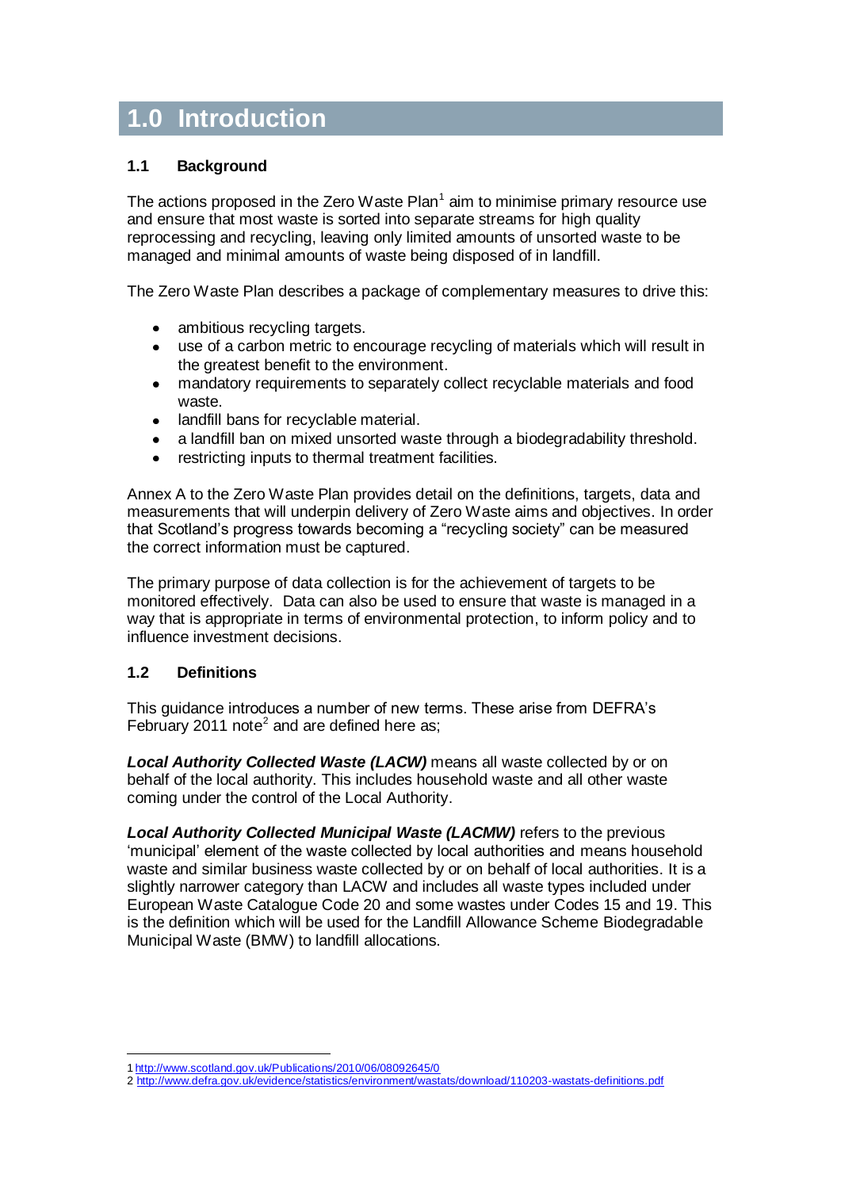# 1.0 Introduction

## 1.1 Background

The actions proposed in the Zero Waste Plan[1] aim to minimise primary resource use and ensure that most waste is sorted into separate streams for high quality reprocessing and recycling, leaving only limited amounts of unsorted waste to be managed and minimal amounts of waste being disposed of in landfill.

The Zero Waste Plan describes a package of complementary measures to drive this:

- ambitious recycling targets.
- use of a carbon metric to encourage recycling of materials which will result in the greatest benefit to the environment.
- mandatory requirements to separately collect recyclable materials and food waste.
- landfill bans for recyclable material.
- a landfill ban on mixed unsorted waste through a biodegradability threshold.
- restricting inputs to thermal treatment facilities.

Annex A to the Zero Waste Plan provides detail on the definitions, targets, data and measurements that will underpin delivery of Zero Waste aims and objectives. In order that Scotland's progress towards becoming a "recycling society" can be measured the correct information must be captured.

The primary purpose of data collection is for the achievement of targets to be monitored effectively. Data can also be used to ensure that waste is managed in a way that is appropriate in terms of environmental protection, to inform policy and to influence investment decisions.

## 1.2 Definitions

This guidance introduces a number of new terms. These arise from DEFRA's February 2011 note[2] and are defined here as;

***Local Authority Collected Waste (LACW)*** means all waste collected by or on behalf of the local authority. This includes household waste and all other waste coming under the control of the Local Authority.

***Local Authority Collected Municipal Waste (LACMW)*** refers to the previous 'municipal' element of the waste collected by local authorities and means household waste and similar business waste collected by or on behalf of local authorities. It is a slightly narrower category than LACW and includes all waste types included under European Waste Catalogue Code 20 and some wastes under Codes 15 and 19. This is the definition which will be used for the Landfill Allowance Scheme Biodegradable Municipal Waste (BMW) to landfill allocations.

---

1 http://www.scotland.gov.uk/Publications/2010/06/08092645/0

2 http://www.defra.gov.uk/evidence/statistics/environment/wastats/download/110203-wastats-definitions.pdf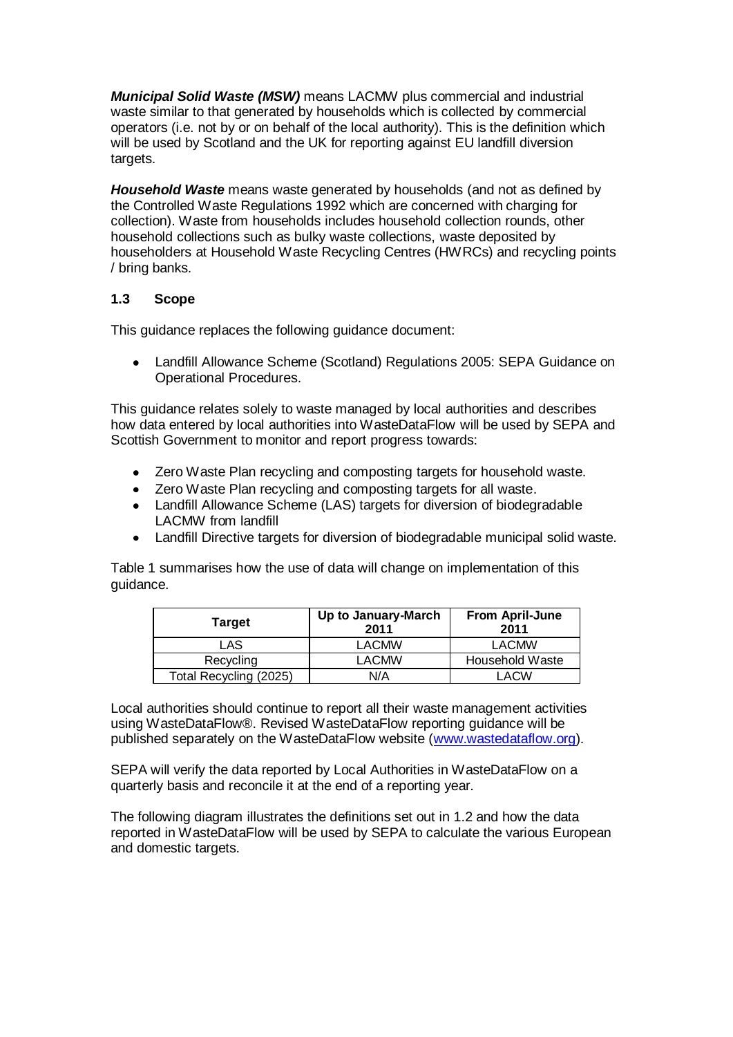***Municipal Solid Waste (MSW)*** means LACMW plus commercial and industrial waste similar to that generated by households which is collected by commercial operators (i.e. not by or on behalf of the local authority). This is the definition which will be used by Scotland and the UK for reporting against EU landfill diversion targets.

***Household Waste*** means waste generated by households (and not as defined by the Controlled Waste Regulations 1992 which are concerned with charging for collection). Waste from households includes household collection rounds, other household collections such as bulky waste collections, waste deposited by householders at Household Waste Recycling Centres (HWRCs) and recycling points / bring banks.

### 1.3 Scope

This guidance replaces the following guidance document:

- Landfill Allowance Scheme (Scotland) Regulations 2005: SEPA Guidance on Operational Procedures.

This guidance relates solely to waste managed by local authorities and describes how data entered by local authorities into WasteDataFlow will be used by SEPA and Scottish Government to monitor and report progress towards:

- Zero Waste Plan recycling and composting targets for household waste.
- Zero Waste Plan recycling and composting targets for all waste.
- Landfill Allowance Scheme (LAS) targets for diversion of biodegradable LACMW from landfill
- Landfill Directive targets for diversion of biodegradable municipal solid waste.

Table 1 summarises how the use of data will change on implementation of this guidance.

| Target | Up to January-March 2011 | From April-June 2011 |
|---|---|---|
| LAS | LACMW | LACMW |
| Recycling | LACMW | Household Waste |
| Total Recycling (2025) | N/A | LACW |

Local authorities should continue to report all their waste management activities using WasteDataFlow®. Revised WasteDataFlow reporting guidance will be published separately on the WasteDataFlow website (www.wastedataflow.org).

SEPA will verify the data reported by Local Authorities in WasteDataFlow on a quarterly basis and reconcile it at the end of a reporting year.

The following diagram illustrates the definitions set out in 1.2 and how the data reported in WasteDataFlow will be used by SEPA to calculate the various European and domestic targets.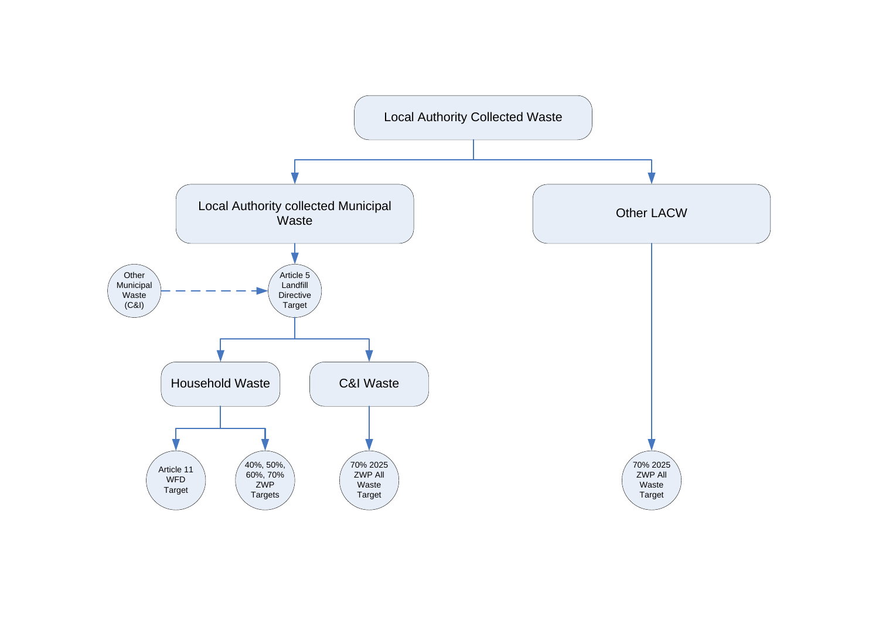- Local Authority Collected Waste
  - Local Authority collected Municipal Waste
    - Article 5 Landfill Directive Target (also includes: Other Municipal Waste (C&I))
      - Household Waste
        - Article 11 WFD Target
        - 40%, 50%, 60%, 70% ZWP Targets
      - C&I Waste
        - 70% 2025 ZWP All Waste Target
  - Other LACW
    - 70% 2025 ZWP All Waste Target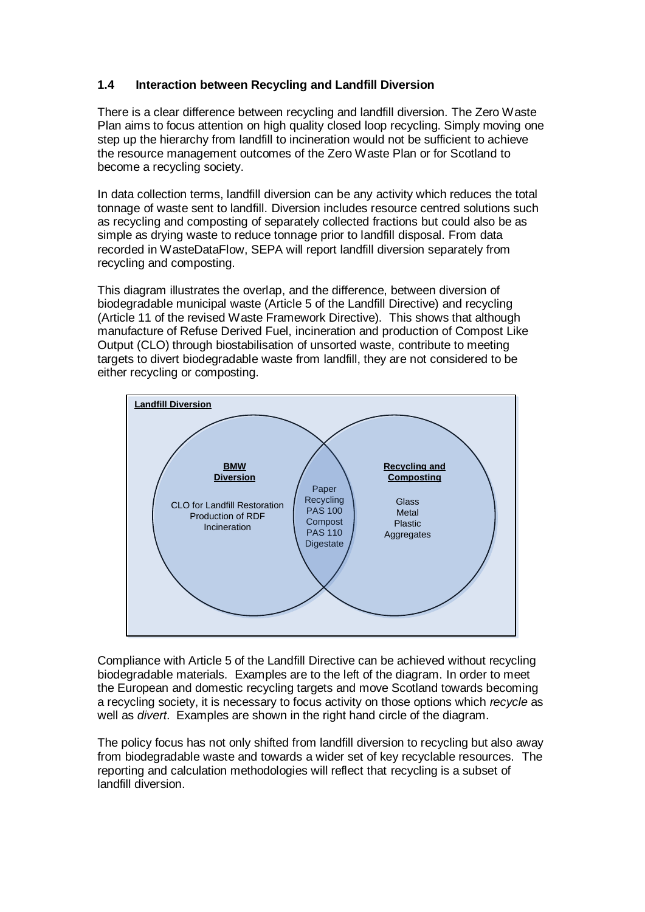### 1.4 Interaction between Recycling and Landfill Diversion

There is a clear difference between recycling and landfill diversion. The Zero Waste Plan aims to focus attention on high quality closed loop recycling. Simply moving one step up the hierarchy from landfill to incineration would not be sufficient to achieve the resource management outcomes of the Zero Waste Plan or for Scotland to become a recycling society.

In data collection terms, landfill diversion can be any activity which reduces the total tonnage of waste sent to landfill. Diversion includes resource centred solutions such as recycling and composting of separately collected fractions but could also be as simple as drying waste to reduce tonnage prior to landfill disposal. From data recorded in WasteDataFlow, SEPA will report landfill diversion separately from recycling and composting.

This diagram illustrates the overlap, and the difference, between diversion of biodegradable municipal waste (Article 5 of the Landfill Directive) and recycling (Article 11 of the revised Waste Framework Directive). This shows that although manufacture of Refuse Derived Fuel, incineration and production of Compost Like Output (CLO) through biostabilisation of unsorted waste, contribute to meeting targets to divert biodegradable waste from landfill, they are not considered to be either recycling or composting.

**Landfill Diversion**

| BMW Diversion | Both | Recycling and Composting |
| --- | --- | --- |
| CLO for Landfill Restoration<br>Production of RDF<br>Incineration | Paper Recycling<br>PAS 100 Compost<br>PAS 110 Digestate | Glass<br>Metal<br>Plastic<br>Aggregates |

Compliance with Article 5 of the Landfill Directive can be achieved without recycling biodegradable materials. Examples are to the left of the diagram. In order to meet the European and domestic recycling targets and move Scotland towards becoming a recycling society, it is necessary to focus activity on those options which *recycle* as well as *divert*. Examples are shown in the right hand circle of the diagram.

The policy focus has not only shifted from landfill diversion to recycling but also away from biodegradable waste and towards a wider set of key recyclable resources. The reporting and calculation methodologies will reflect that recycling is a subset of landfill diversion.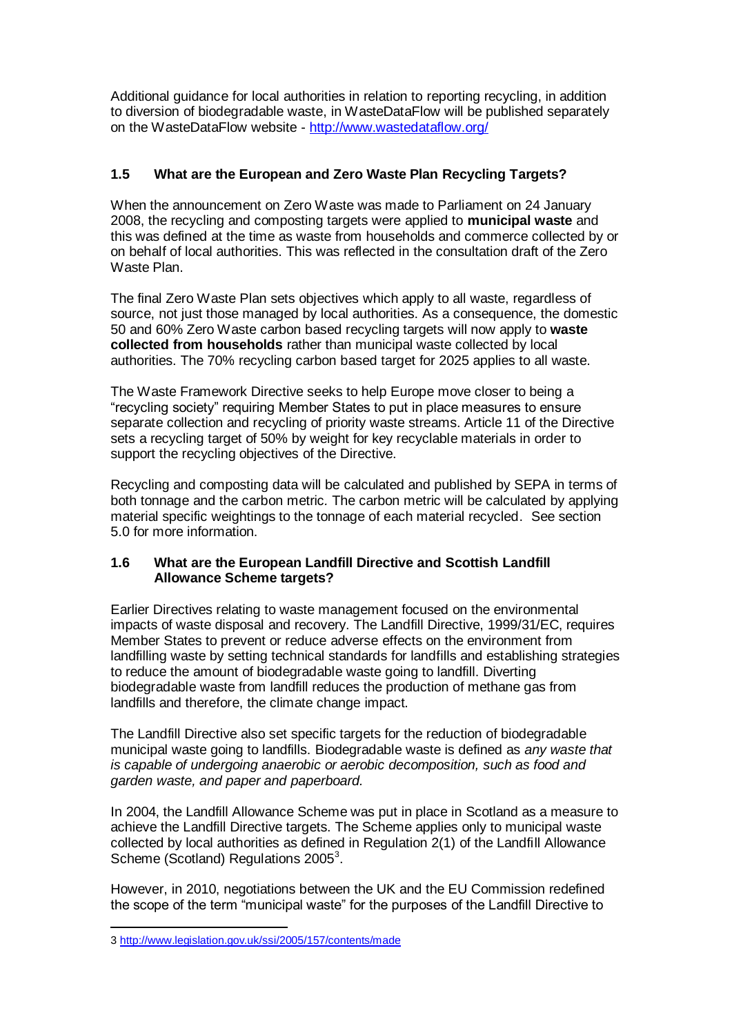Additional guidance for local authorities in relation to reporting recycling, in addition to diversion of biodegradable waste, in WasteDataFlow will be published separately on the WasteDataFlow website - http://www.wastedataflow.org/

### 1.5 What are the European and Zero Waste Plan Recycling Targets?

When the announcement on Zero Waste was made to Parliament on 24 January 2008, the recycling and composting targets were applied to **municipal waste** and this was defined at the time as waste from households and commerce collected by or on behalf of local authorities. This was reflected in the consultation draft of the Zero Waste Plan.

The final Zero Waste Plan sets objectives which apply to all waste, regardless of source, not just those managed by local authorities. As a consequence, the domestic 50 and 60% Zero Waste carbon based recycling targets will now apply to **waste collected from households** rather than municipal waste collected by local authorities. The 70% recycling carbon based target for 2025 applies to all waste.

The Waste Framework Directive seeks to help Europe move closer to being a "recycling society" requiring Member States to put in place measures to ensure separate collection and recycling of priority waste streams. Article 11 of the Directive sets a recycling target of 50% by weight for key recyclable materials in order to support the recycling objectives of the Directive.

Recycling and composting data will be calculated and published by SEPA in terms of both tonnage and the carbon metric. The carbon metric will be calculated by applying material specific weightings to the tonnage of each material recycled. See section 5.0 for more information.

### 1.6 What are the European Landfill Directive and Scottish Landfill Allowance Scheme targets?

Earlier Directives relating to waste management focused on the environmental impacts of waste disposal and recovery. The Landfill Directive, 1999/31/EC, requires Member States to prevent or reduce adverse effects on the environment from landfilling waste by setting technical standards for landfills and establishing strategies to reduce the amount of biodegradable waste going to landfill. Diverting biodegradable waste from landfill reduces the production of methane gas from landfills and therefore, the climate change impact.

The Landfill Directive also set specific targets for the reduction of biodegradable municipal waste going to landfills. Biodegradable waste is defined as *any waste that is capable of undergoing anaerobic or aerobic decomposition, such as food and garden waste, and paper and paperboard.*

In 2004, the Landfill Allowance Scheme was put in place in Scotland as a measure to achieve the Landfill Directive targets. The Scheme applies only to municipal waste collected by local authorities as defined in Regulation 2(1) of the Landfill Allowance Scheme (Scotland) Regulations 2005[3].

However, in 2010, negotiations between the UK and the EU Commission redefined the scope of the term "municipal waste" for the purposes of the Landfill Directive to

---

3 http://www.legislation.gov.uk/ssi/2005/157/contents/made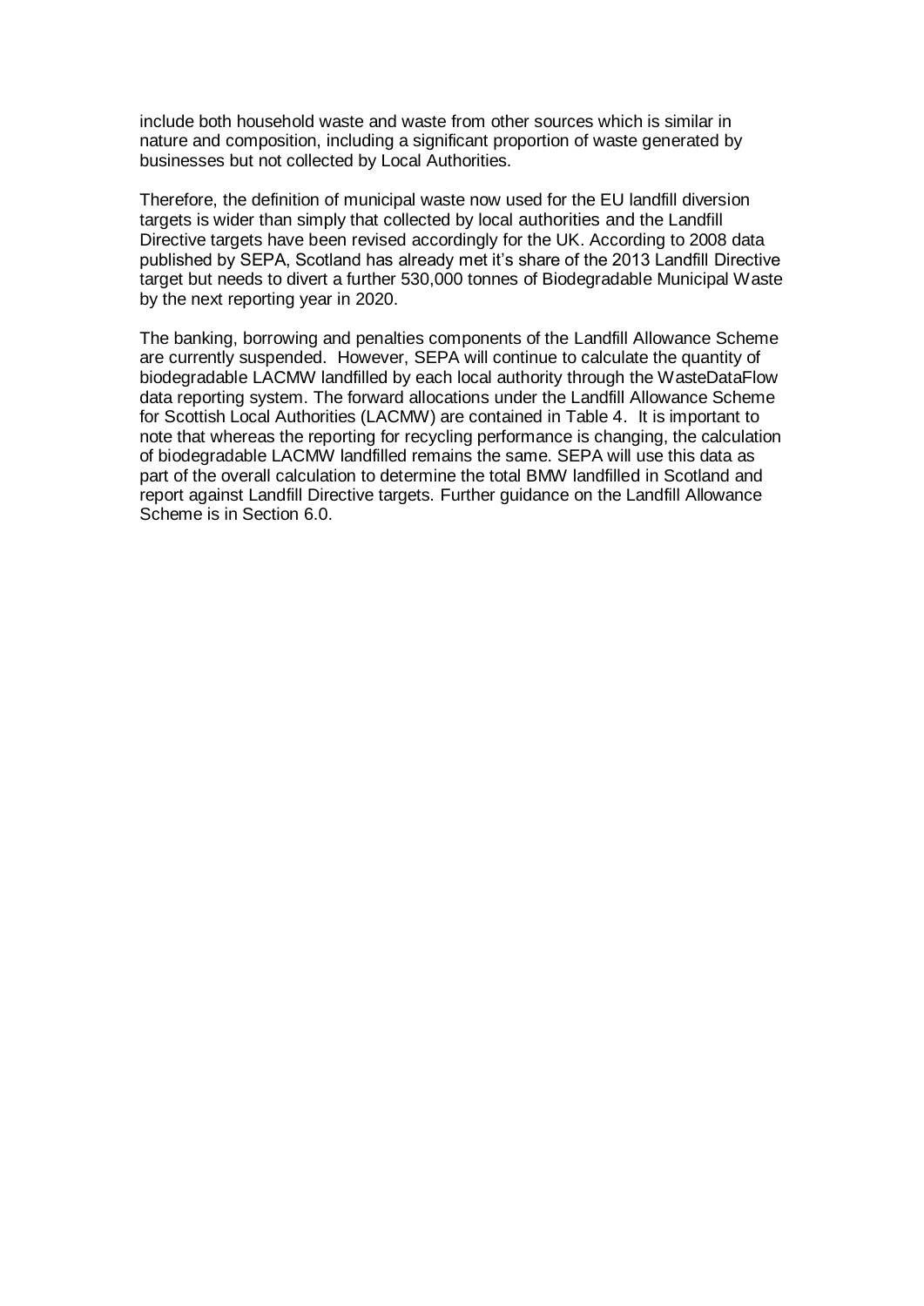include both household waste and waste from other sources which is similar in nature and composition, including a significant proportion of waste generated by businesses but not collected by Local Authorities.

Therefore, the definition of municipal waste now used for the EU landfill diversion targets is wider than simply that collected by local authorities and the Landfill Directive targets have been revised accordingly for the UK. According to 2008 data published by SEPA, Scotland has already met it's share of the 2013 Landfill Directive target but needs to divert a further 530,000 tonnes of Biodegradable Municipal Waste by the next reporting year in 2020.

The banking, borrowing and penalties components of the Landfill Allowance Scheme are currently suspended. However, SEPA will continue to calculate the quantity of biodegradable LACMW landfilled by each local authority through the WasteDataFlow data reporting system. The forward allocations under the Landfill Allowance Scheme for Scottish Local Authorities (LACMW) are contained in Table 4. It is important to note that whereas the reporting for recycling performance is changing, the calculation of biodegradable LACMW landfilled remains the same. SEPA will use this data as part of the overall calculation to determine the total BMW landfilled in Scotland and report against Landfill Directive targets. Further guidance on the Landfill Allowance Scheme is in Section 6.0.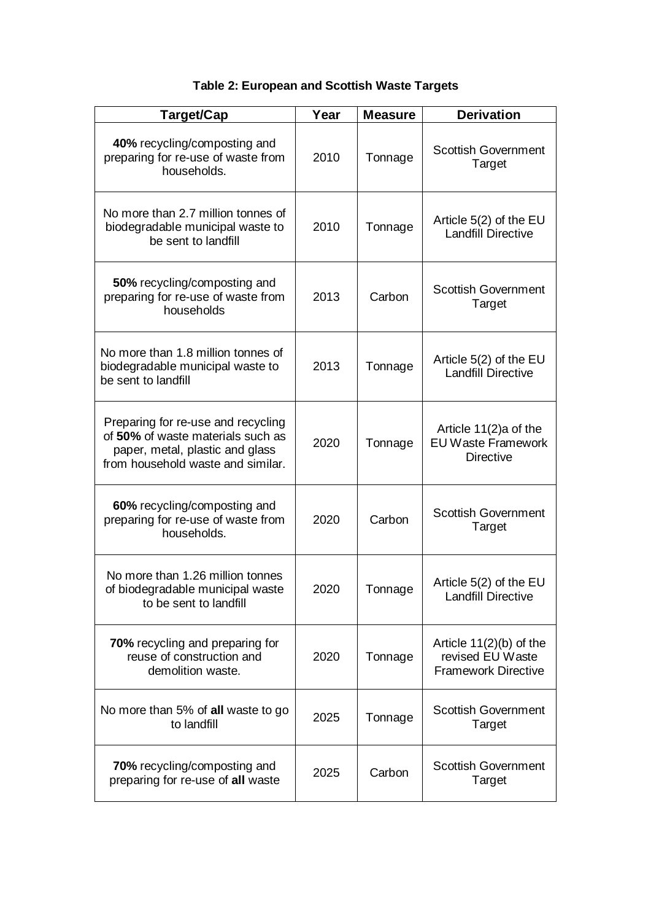**Table 2: European and Scottish Waste Targets**

| Target/Cap | Year | Measure | Derivation |
|---|---|---|---|
| **40%** recycling/composting and preparing for re-use of waste from households. | 2010 | Tonnage | Scottish Government Target |
| No more than 2.7 million tonnes of biodegradable municipal waste to be sent to landfill | 2010 | Tonnage | Article 5(2) of the EU Landfill Directive |
| **50%** recycling/composting and preparing for re-use of waste from households | 2013 | Carbon | Scottish Government Target |
| No more than 1.8 million tonnes of biodegradable municipal waste to be sent to landfill | 2013 | Tonnage | Article 5(2) of the EU Landfill Directive |
| Preparing for re-use and recycling of **50%** of waste materials such as paper, metal, plastic and glass from household waste and similar. | 2020 | Tonnage | Article 11(2)a of the EU Waste Framework Directive |
| **60%** recycling/composting and preparing for re-use of waste from households. | 2020 | Carbon | Scottish Government Target |
| No more than 1.26 million tonnes of biodegradable municipal waste to be sent to landfill | 2020 | Tonnage | Article 5(2) of the EU Landfill Directive |
| **70%** recycling and preparing for reuse of construction and demolition waste. | 2020 | Tonnage | Article 11(2)(b) of the revised EU Waste Framework Directive |
| No more than 5% of **all** waste to go to landfill | 2025 | Tonnage | Scottish Government Target |
| **70%** recycling/composting and preparing for re-use of **all** waste | 2025 | Carbon | Scottish Government Target |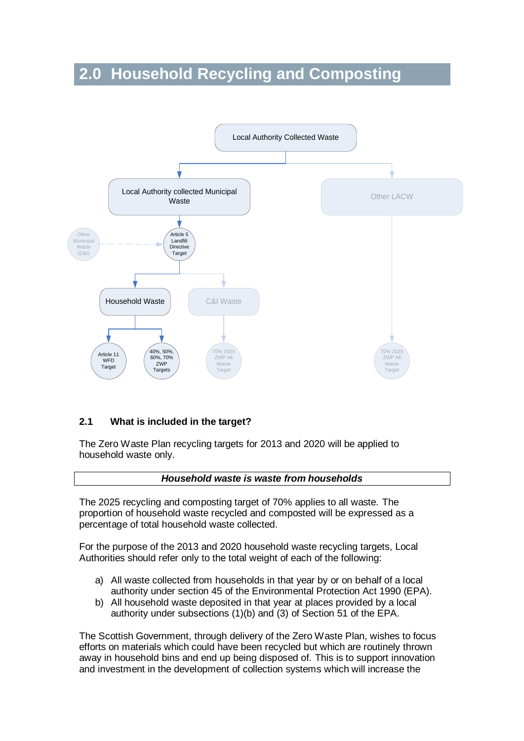# 2.0 Household Recycling and Composting

- Local Authority Collected Waste
  - Local Authority collected Municipal Waste
    - Article 5 Landfill Directive Target (with Other Municipal Waste (C&I))
      - Household Waste
        - Article 11 WFD Target
        - 40%, 50%, 60%, 70% ZWP Targets
      - C&I Waste
        - 70% 2025 ZWP All Waste Target
  - Other LACW
    - 70% 2025 ZWP All Waste Target

## 2.1 What is included in the target?

The Zero Waste Plan recycling targets for 2013 and 2020 will be applied to household waste only.

| ***Household waste is waste from households*** |
|---|

The 2025 recycling and composting target of 70% applies to all waste. The proportion of household waste recycled and composted will be expressed as a percentage of total household waste collected.

For the purpose of the 2013 and 2020 household waste recycling targets, Local Authorities should refer only to the total weight of each of the following:

a) All waste collected from households in that year by or on behalf of a local authority under section 45 of the Environmental Protection Act 1990 (EPA).
b) All household waste deposited in that year at places provided by a local authority under subsections (1)(b) and (3) of Section 51 of the EPA.

The Scottish Government, through delivery of the Zero Waste Plan, wishes to focus efforts on materials which could have been recycled but which are routinely thrown away in household bins and end up being disposed of. This is to support innovation and investment in the development of collection systems which will increase the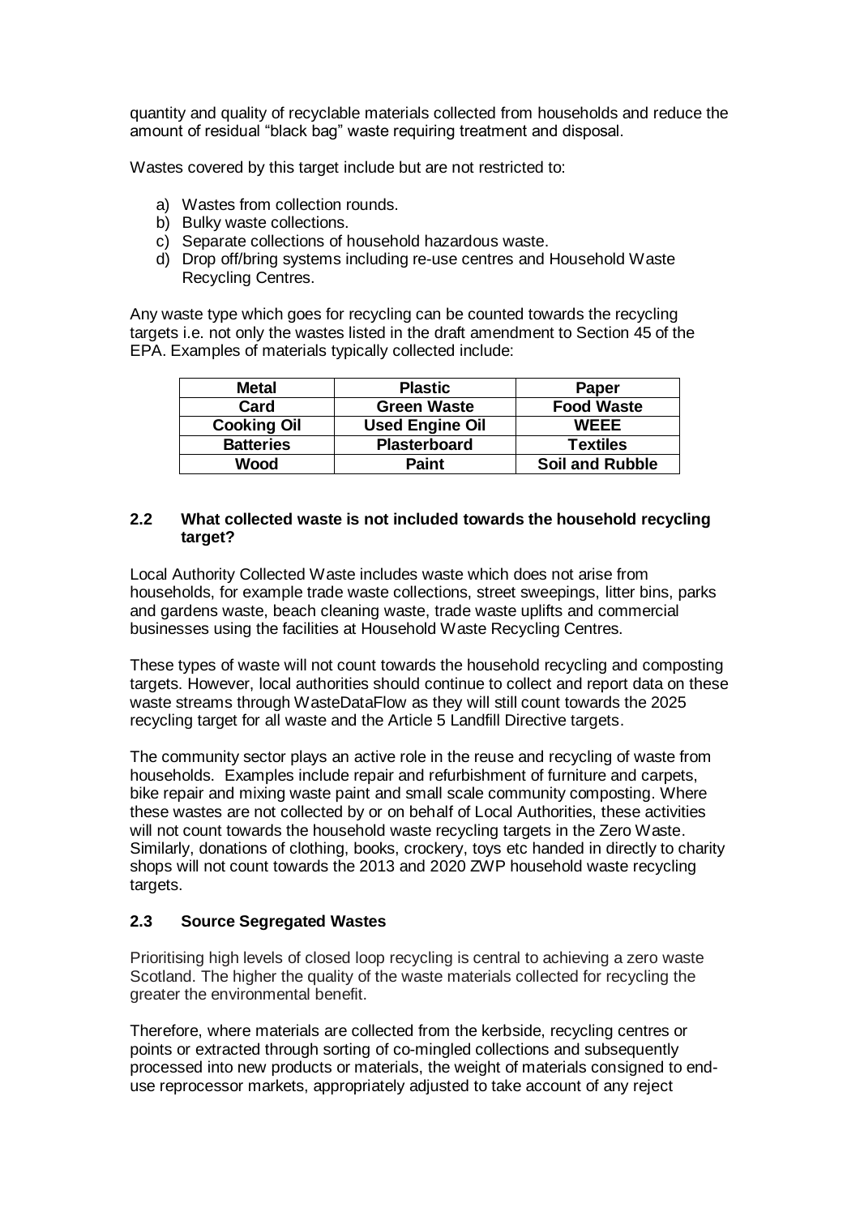quantity and quality of recyclable materials collected from households and reduce the amount of residual "black bag" waste requiring treatment and disposal.

Wastes covered by this target include but are not restricted to:

a) Wastes from collection rounds.
b) Bulky waste collections.
c) Separate collections of household hazardous waste.
d) Drop off/bring systems including re-use centres and Household Waste Recycling Centres.

Any waste type which goes for recycling can be counted towards the recycling targets i.e. not only the wastes listed in the draft amendment to Section 45 of the EPA. Examples of materials typically collected include:

| **Metal** | **Plastic** | **Paper** |
|---|---|---|
| **Card** | **Green Waste** | **Food Waste** |
| **Cooking Oil** | **Used Engine Oil** | **WEEE** |
| **Batteries** | **Plasterboard** | **Textiles** |
| **Wood** | **Paint** | **Soil and Rubble** |

### 2.2 What collected waste is not included towards the household recycling target?

Local Authority Collected Waste includes waste which does not arise from households, for example trade waste collections, street sweepings, litter bins, parks and gardens waste, beach cleaning waste, trade waste uplifts and commercial businesses using the facilities at Household Waste Recycling Centres.

These types of waste will not count towards the household recycling and composting targets. However, local authorities should continue to collect and report data on these waste streams through WasteDataFlow as they will still count towards the 2025 recycling target for all waste and the Article 5 Landfill Directive targets.

The community sector plays an active role in the reuse and recycling of waste from households. Examples include repair and refurbishment of furniture and carpets, bike repair and mixing waste paint and small scale community composting. Where these wastes are not collected by or on behalf of Local Authorities, these activities will not count towards the household waste recycling targets in the Zero Waste. Similarly, donations of clothing, books, crockery, toys etc handed in directly to charity shops will not count towards the 2013 and 2020 ZWP household waste recycling targets.

### 2.3 Source Segregated Wastes

Prioritising high levels of closed loop recycling is central to achieving a zero waste Scotland. The higher the quality of the waste materials collected for recycling the greater the environmental benefit.

Therefore, where materials are collected from the kerbside, recycling centres or points or extracted through sorting of co-mingled collections and subsequently processed into new products or materials, the weight of materials consigned to end-use reprocessor markets, appropriately adjusted to take account of any reject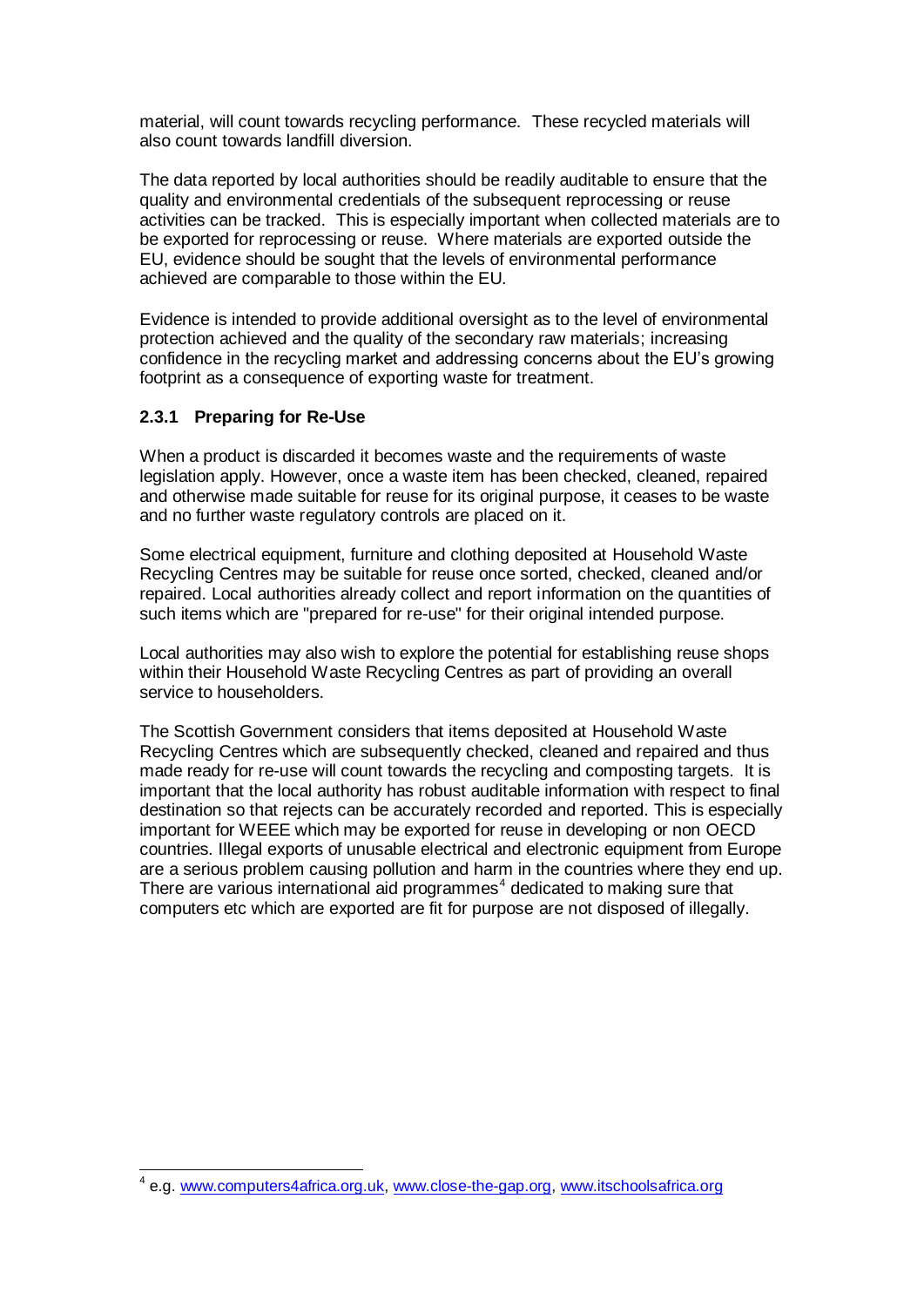material, will count towards recycling performance. These recycled materials will also count towards landfill diversion.

The data reported by local authorities should be readily auditable to ensure that the quality and environmental credentials of the subsequent reprocessing or reuse activities can be tracked. This is especially important when collected materials are to be exported for reprocessing or reuse. Where materials are exported outside the EU, evidence should be sought that the levels of environmental performance achieved are comparable to those within the EU.

Evidence is intended to provide additional oversight as to the level of environmental protection achieved and the quality of the secondary raw materials; increasing confidence in the recycling market and addressing concerns about the EU's growing footprint as a consequence of exporting waste for treatment.

### 2.3.1 Preparing for Re-Use

When a product is discarded it becomes waste and the requirements of waste legislation apply. However, once a waste item has been checked, cleaned, repaired and otherwise made suitable for reuse for its original purpose, it ceases to be waste and no further waste regulatory controls are placed on it.

Some electrical equipment, furniture and clothing deposited at Household Waste Recycling Centres may be suitable for reuse once sorted, checked, cleaned and/or repaired. Local authorities already collect and report information on the quantities of such items which are "prepared for re-use" for their original intended purpose.

Local authorities may also wish to explore the potential for establishing reuse shops within their Household Waste Recycling Centres as part of providing an overall service to householders.

The Scottish Government considers that items deposited at Household Waste Recycling Centres which are subsequently checked, cleaned and repaired and thus made ready for re-use will count towards the recycling and composting targets. It is important that the local authority has robust auditable information with respect to final destination so that rejects can be accurately recorded and reported. This is especially important for WEEE which may be exported for reuse in developing or non OECD countries. Illegal exports of unusable electrical and electronic equipment from Europe are a serious problem causing pollution and harm in the countries where they end up. There are various international aid programmes[4] dedicated to making sure that computers etc which are exported are fit for purpose are not disposed of illegally.

[4] e.g. www.computers4africa.org.uk, www.close-the-gap.org, www.itschoolsafrica.org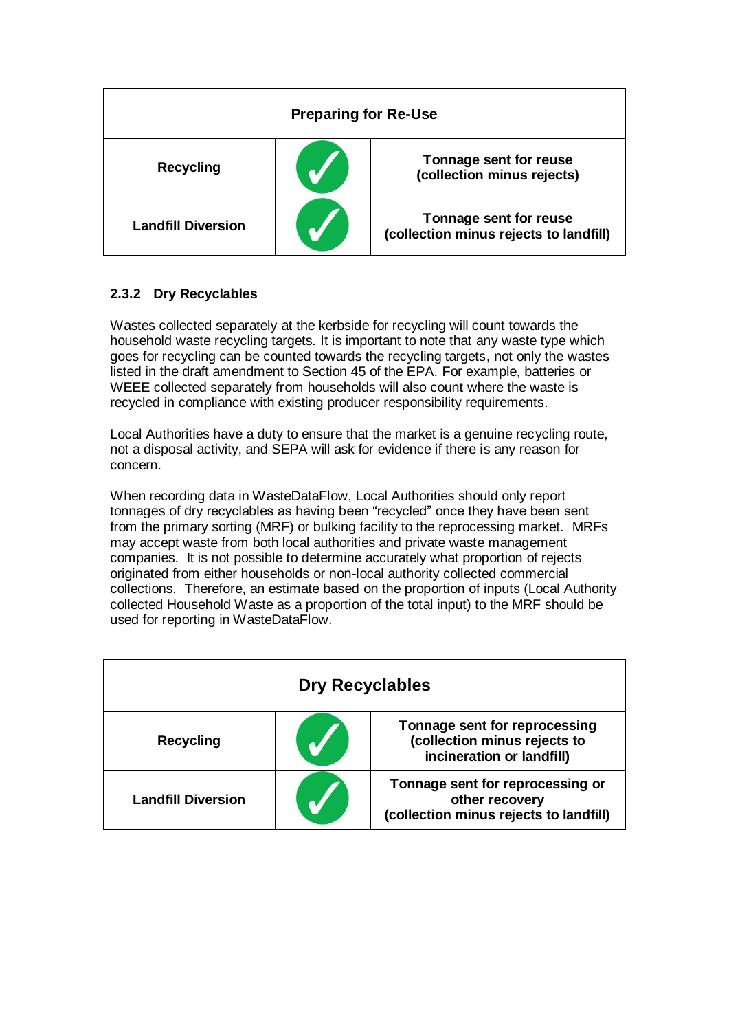| Preparing for Re-Use | | |
|---|---|---|
| **Recycling** | ✓ | **Tonnage sent for reuse (collection minus rejects)** |
| **Landfill Diversion** | ✓ | **Tonnage sent for reuse (collection minus rejects to landfill)** |

### 2.3.2 Dry Recyclables

Wastes collected separately at the kerbside for recycling will count towards the household waste recycling targets. It is important to note that any waste type which goes for recycling can be counted towards the recycling targets, not only the wastes listed in the draft amendment to Section 45 of the EPA. For example, batteries or WEEE collected separately from households will also count where the waste is recycled in compliance with existing producer responsibility requirements.

Local Authorities have a duty to ensure that the market is a genuine recycling route, not a disposal activity, and SEPA will ask for evidence if there is any reason for concern.

When recording data in WasteDataFlow, Local Authorities should only report tonnages of dry recyclables as having been "recycled" once they have been sent from the primary sorting (MRF) or bulking facility to the reprocessing market. MRFs may accept waste from both local authorities and private waste management companies. It is not possible to determine accurately what proportion of rejects originated from either households or non-local authority collected commercial collections. Therefore, an estimate based on the proportion of inputs (Local Authority collected Household Waste as a proportion of the total input) to the MRF should be used for reporting in WasteDataFlow.

| Dry Recyclables | | |
|---|---|---|
| **Recycling** | ✓ | **Tonnage sent for reprocessing (collection minus rejects to incineration or landfill)** |
| **Landfill Diversion** | ✓ | **Tonnage sent for reprocessing or other recovery (collection minus rejects to landfill)** |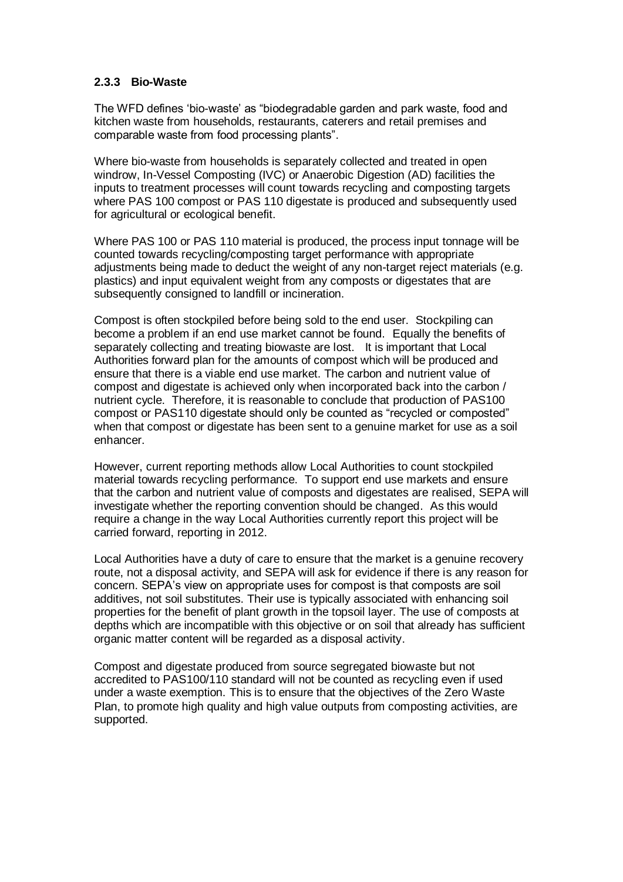### 2.3.3 Bio-Waste

The WFD defines 'bio-waste' as "biodegradable garden and park waste, food and kitchen waste from households, restaurants, caterers and retail premises and comparable waste from food processing plants".

Where bio-waste from households is separately collected and treated in open windrow, In-Vessel Composting (IVC) or Anaerobic Digestion (AD) facilities the inputs to treatment processes will count towards recycling and composting targets where PAS 100 compost or PAS 110 digestate is produced and subsequently used for agricultural or ecological benefit.

Where PAS 100 or PAS 110 material is produced, the process input tonnage will be counted towards recycling/composting target performance with appropriate adjustments being made to deduct the weight of any non-target reject materials (e.g. plastics) and input equivalent weight from any composts or digestates that are subsequently consigned to landfill or incineration.

Compost is often stockpiled before being sold to the end user. Stockpiling can become a problem if an end use market cannot be found. Equally the benefits of separately collecting and treating biowaste are lost. It is important that Local Authorities forward plan for the amounts of compost which will be produced and ensure that there is a viable end use market. The carbon and nutrient value of compost and digestate is achieved only when incorporated back into the carbon / nutrient cycle. Therefore, it is reasonable to conclude that production of PAS100 compost or PAS110 digestate should only be counted as "recycled or composted" when that compost or digestate has been sent to a genuine market for use as a soil enhancer.

However, current reporting methods allow Local Authorities to count stockpiled material towards recycling performance. To support end use markets and ensure that the carbon and nutrient value of composts and digestates are realised, SEPA will investigate whether the reporting convention should be changed. As this would require a change in the way Local Authorities currently report this project will be carried forward, reporting in 2012.

Local Authorities have a duty of care to ensure that the market is a genuine recovery route, not a disposal activity, and SEPA will ask for evidence if there is any reason for concern. SEPA's view on appropriate uses for compost is that composts are soil additives, not soil substitutes. Their use is typically associated with enhancing soil properties for the benefit of plant growth in the topsoil layer. The use of composts at depths which are incompatible with this objective or on soil that already has sufficient organic matter content will be regarded as a disposal activity.

Compost and digestate produced from source segregated biowaste but not accredited to PAS100/110 standard will not be counted as recycling even if used under a waste exemption. This is to ensure that the objectives of the Zero Waste Plan, to promote high quality and high value outputs from composting activities, are supported.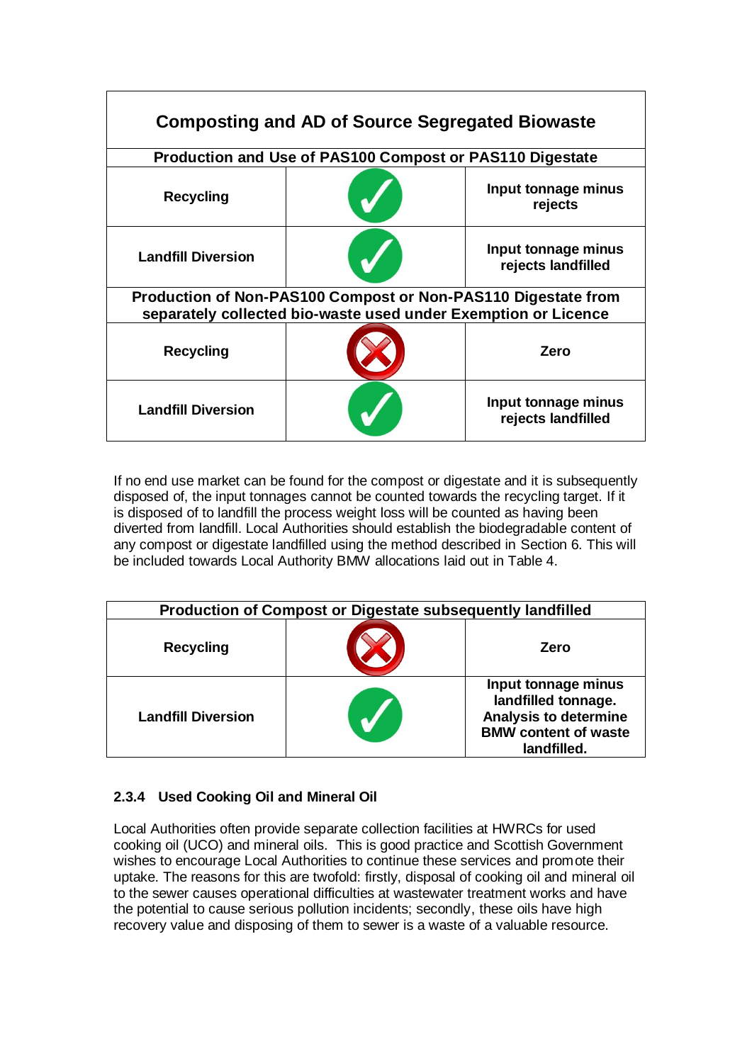| Composting and AD of Source Segregated Biowaste | | |
|---|---|---|
| **Production and Use of PAS100 Compost or PAS110 Digestate** | | |
| **Recycling** | ✓ | **Input tonnage minus rejects** |
| **Landfill Diversion** | ✓ | **Input tonnage minus rejects landfilled** |
| **Production of Non-PAS100 Compost or Non-PAS110 Digestate from separately collected bio-waste used under Exemption or Licence** | | |
| **Recycling** | ✗ | **Zero** |
| **Landfill Diversion** | ✓ | **Input tonnage minus rejects landfilled** |

If no end use market can be found for the compost or digestate and it is subsequently disposed of, the input tonnages cannot be counted towards the recycling target. If it is disposed of to landfill the process weight loss will be counted as having been diverted from landfill. Local Authorities should establish the biodegradable content of any compost or digestate landfilled using the method described in Section 6. This will be included towards Local Authority BMW allocations laid out in Table 4.

| Production of Compost or Digestate subsequently landfilled | | |
|---|---|---|
| **Recycling** | ✗ | **Zero** |
| **Landfill Diversion** | ✓ | **Input tonnage minus landfilled tonnage. Analysis to determine BMW content of waste landfilled.** |

### 2.3.4 Used Cooking Oil and Mineral Oil

Local Authorities often provide separate collection facilities at HWRCs for used cooking oil (UCO) and mineral oils. This is good practice and Scottish Government wishes to encourage Local Authorities to continue these services and promote their uptake. The reasons for this are twofold: firstly, disposal of cooking oil and mineral oil to the sewer causes operational difficulties at wastewater treatment works and have the potential to cause serious pollution incidents; secondly, these oils have high recovery value and disposing of them to sewer is a waste of a valuable resource.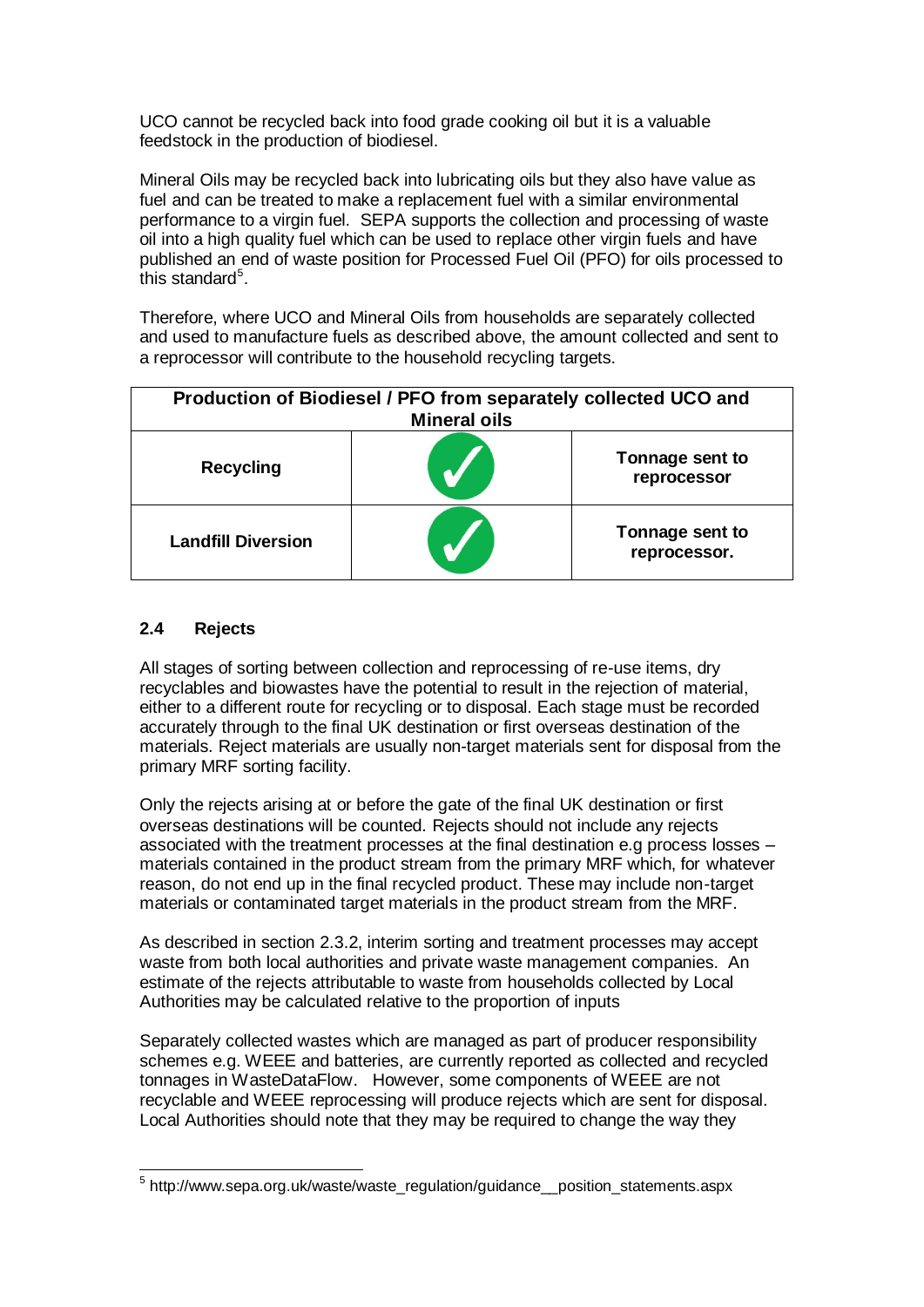UCO cannot be recycled back into food grade cooking oil but it is a valuable feedstock in the production of biodiesel.

Mineral Oils may be recycled back into lubricating oils but they also have value as fuel and can be treated to make a replacement fuel with a similar environmental performance to a virgin fuel. SEPA supports the collection and processing of waste oil into a high quality fuel which can be used to replace other virgin fuels and have published an end of waste position for Processed Fuel Oil (PFO) for oils processed to this standard[5].

Therefore, where UCO and Mineral Oils from households are separately collected and used to manufacture fuels as described above, the amount collected and sent to a reprocessor will contribute to the household recycling targets.

| **Production of Biodiesel / PFO from separately collected UCO and Mineral oils** | | |
|---|---|---|
| **Recycling** | ✓ | **Tonnage sent to reprocessor** |
| **Landfill Diversion** | ✓ | **Tonnage sent to reprocessor.** |

### 2.4 Rejects

All stages of sorting between collection and reprocessing of re-use items, dry recyclables and biowastes have the potential to result in the rejection of material, either to a different route for recycling or to disposal. Each stage must be recorded accurately through to the final UK destination or first overseas destination of the materials. Reject materials are usually non-target materials sent for disposal from the primary MRF sorting facility.

Only the rejects arising at or before the gate of the final UK destination or first overseas destinations will be counted. Rejects should not include any rejects associated with the treatment processes at the final destination e.g process losses – materials contained in the product stream from the primary MRF which, for whatever reason, do not end up in the final recycled product. These may include non-target materials or contaminated target materials in the product stream from the MRF.

As described in section 2.3.2, interim sorting and treatment processes may accept waste from both local authorities and private waste management companies. An estimate of the rejects attributable to waste from households collected by Local Authorities may be calculated relative to the proportion of inputs

Separately collected wastes which are managed as part of producer responsibility schemes e.g. WEEE and batteries, are currently reported as collected and recycled tonnages in WasteDataFlow. However, some components of WEEE are not recyclable and WEEE reprocessing will produce rejects which are sent for disposal. Local Authorities should note that they may be required to change the way they

[5] http://www.sepa.org.uk/waste/waste_regulation/guidance__position_statements.aspx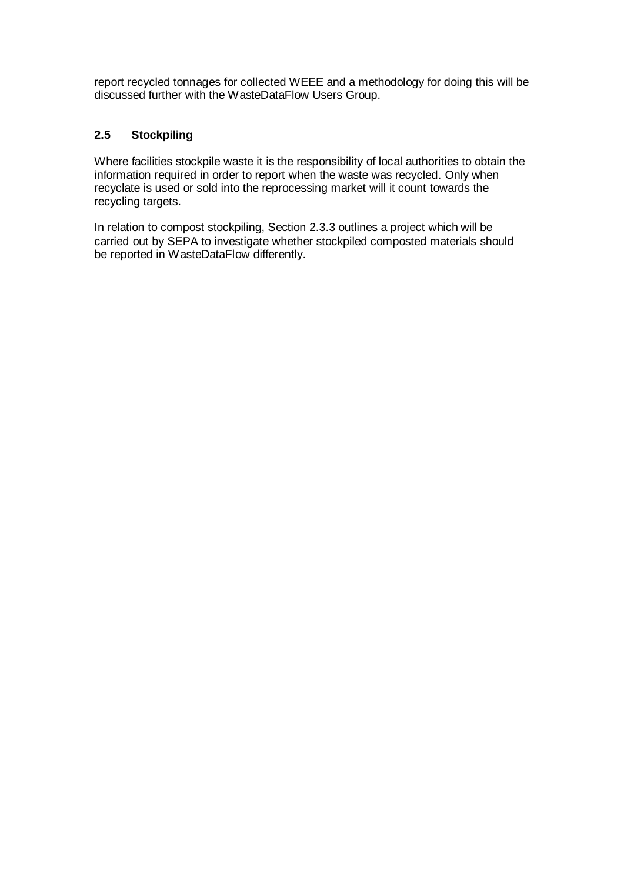report recycled tonnages for collected WEEE and a methodology for doing this will be discussed further with the WasteDataFlow Users Group.

## 2.5 Stockpiling

Where facilities stockpile waste it is the responsibility of local authorities to obtain the information required in order to report when the waste was recycled. Only when recyclate is used or sold into the reprocessing market will it count towards the recycling targets.

In relation to compost stockpiling, Section 2.3.3 outlines a project which will be carried out by SEPA to investigate whether stockpiled composted materials should be reported in WasteDataFlow differently.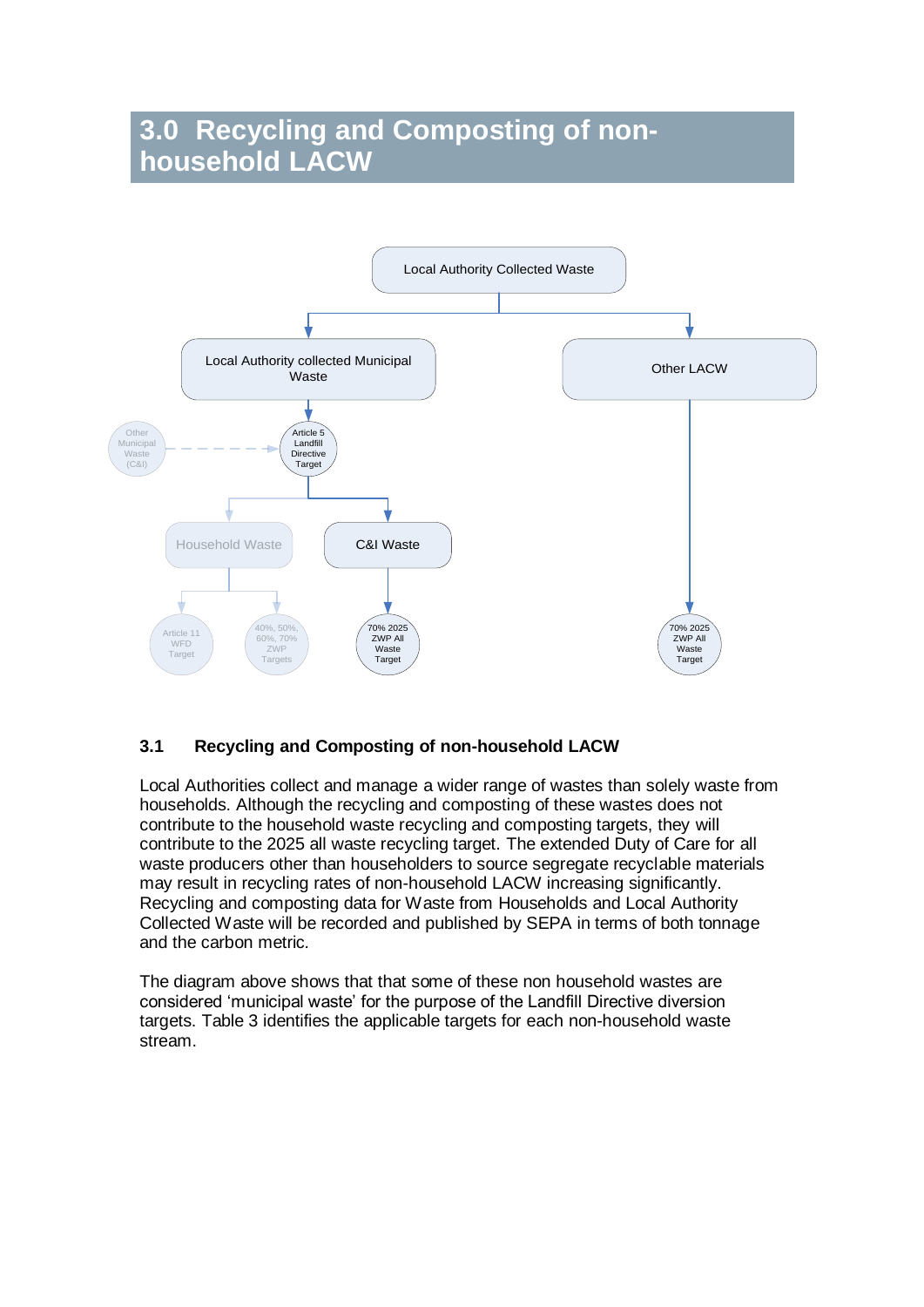# 3.0 Recycling and Composting of non-household LACW

Local Authority Collected Waste

Local Authority collected Municipal Waste

Other LACW

Other Municipal Waste (C&I)

Article 5 Landfill Directive Target

Household Waste

C&I Waste

Article 11 WFD Target

40%, 50%, 60%, 70% ZWP Targets

70% 2025 ZWP All Waste Target

70% 2025 ZWP All Waste Target

### 3.1 Recycling and Composting of non-household LACW

Local Authorities collect and manage a wider range of wastes than solely waste from households. Although the recycling and composting of these wastes does not contribute to the household waste recycling and composting targets, they will contribute to the 2025 all waste recycling target. The extended Duty of Care for all waste producers other than householders to source segregate recyclable materials may result in recycling rates of non-household LACW increasing significantly. Recycling and composting data for Waste from Households and Local Authority Collected Waste will be recorded and published by SEPA in terms of both tonnage and the carbon metric.

The diagram above shows that that some of these non household wastes are considered 'municipal waste' for the purpose of the Landfill Directive diversion targets. Table 3 identifies the applicable targets for each non-household waste stream.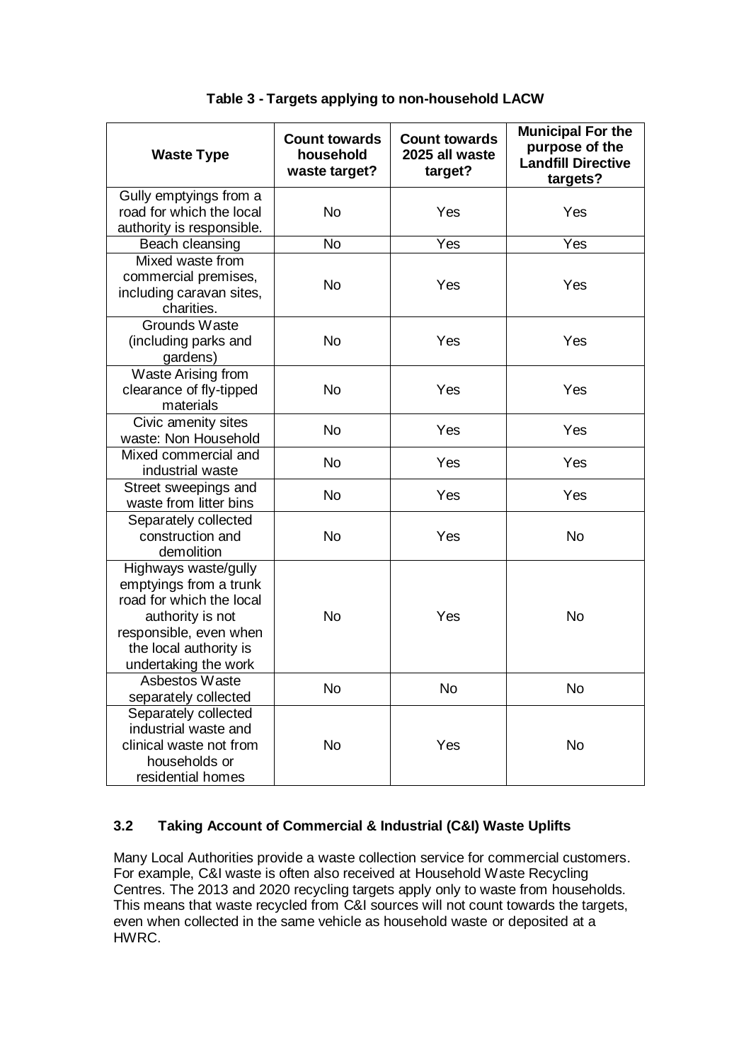**Table 3 - Targets applying to non-household LACW**

| Waste Type | Count towards household waste target? | Count towards 2025 all waste target? | Municipal For the purpose of the Landfill Directive targets? |
|---|---|---|---|
| Gully emptyings from a road for which the local authority is responsible. | No | Yes | Yes |
| Beach cleansing | No | Yes | Yes |
| Mixed waste from commercial premises, including caravan sites, charities. | No | Yes | Yes |
| Grounds Waste (including parks and gardens) | No | Yes | Yes |
| Waste Arising from clearance of fly-tipped materials | No | Yes | Yes |
| Civic amenity sites waste: Non Household | No | Yes | Yes |
| Mixed commercial and industrial waste | No | Yes | Yes |
| Street sweepings and waste from litter bins | No | Yes | Yes |
| Separately collected construction and demolition | No | Yes | No |
| Highways waste/gully emptyings from a trunk road for which the local authority is not responsible, even when the local authority is undertaking the work | No | Yes | No |
| Asbestos Waste separately collected | No | No | No |
| Separately collected industrial waste and clinical waste not from households or residential homes | No | Yes | No |

### 3.2 Taking Account of Commercial & Industrial (C&I) Waste Uplifts

Many Local Authorities provide a waste collection service for commercial customers. For example, C&I waste is often also received at Household Waste Recycling Centres. The 2013 and 2020 recycling targets apply only to waste from households. This means that waste recycled from C&I sources will not count towards the targets, even when collected in the same vehicle as household waste or deposited at a HWRC.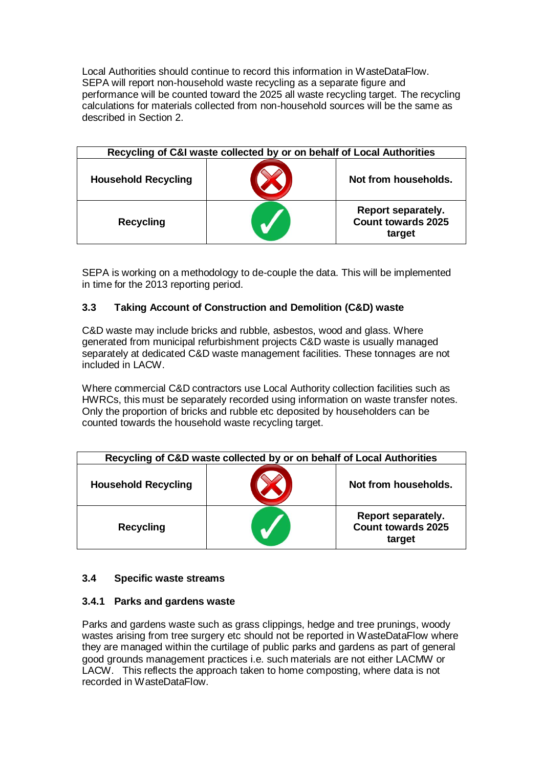Local Authorities should continue to record this information in WasteDataFlow. SEPA will report non-household waste recycling as a separate figure and performance will be counted toward the 2025 all waste recycling target. The recycling calculations for materials collected from non-household sources will be the same as described in Section 2.

| Recycling of C&I waste collected by or on behalf of Local Authorities | | |
|---|---|---|
| **Household Recycling** | ✗ | **Not from households.** |
| **Recycling** | ✓ | **Report separately. Count towards 2025 target** |

SEPA is working on a methodology to de-couple the data. This will be implemented in time for the 2013 reporting period.

### 3.3 Taking Account of Construction and Demolition (C&D) waste

C&D waste may include bricks and rubble, asbestos, wood and glass. Where generated from municipal refurbishment projects C&D waste is usually managed separately at dedicated C&D waste management facilities. These tonnages are not included in LACW.

Where commercial C&D contractors use Local Authority collection facilities such as HWRCs, this must be separately recorded using information on waste transfer notes. Only the proportion of bricks and rubble etc deposited by householders can be counted towards the household waste recycling target.

| Recycling of C&D waste collected by or on behalf of Local Authorities | | |
|---|---|---|
| **Household Recycling** | ✗ | **Not from households.** |
| **Recycling** | ✓ | **Report separately. Count towards 2025 target** |

### 3.4 Specific waste streams

#### 3.4.1 Parks and gardens waste

Parks and gardens waste such as grass clippings, hedge and tree prunings, woody wastes arising from tree surgery etc should not be reported in WasteDataFlow where they are managed within the curtilage of public parks and gardens as part of general good grounds management practices i.e. such materials are not either LACMW or LACW. This reflects the approach taken to home composting, where data is not recorded in WasteDataFlow.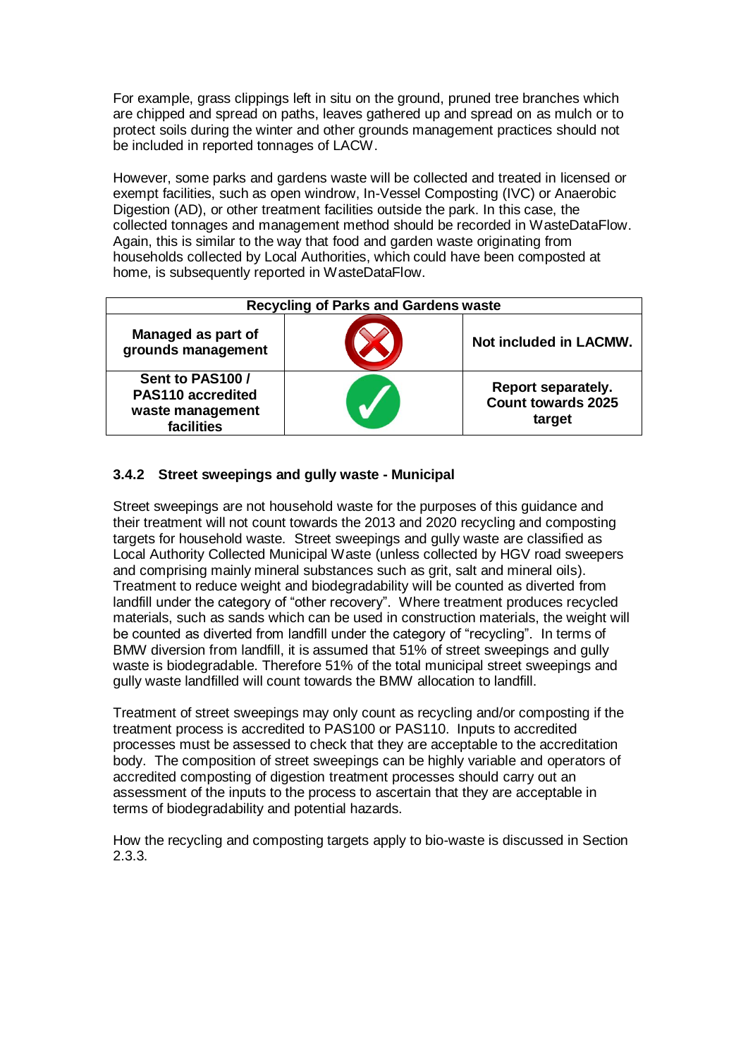For example, grass clippings left in situ on the ground, pruned tree branches which are chipped and spread on paths, leaves gathered up and spread on as mulch or to protect soils during the winter and other grounds management practices should not be included in reported tonnages of LACW.

However, some parks and gardens waste will be collected and treated in licensed or exempt facilities, such as open windrow, In-Vessel Composting (IVC) or Anaerobic Digestion (AD), or other treatment facilities outside the park. In this case, the collected tonnages and management method should be recorded in WasteDataFlow. Again, this is similar to the way that food and garden waste originating from households collected by Local Authorities, which could have been composted at home, is subsequently reported in WasteDataFlow.

| Recycling of Parks and Gardens waste | | |
|---|---|---|
| **Managed as part of grounds management** | ✗ | **Not included in LACMW.** |
| **Sent to PAS100 / PAS110 accredited waste management facilities** | ✓ | **Report separately. Count towards 2025 target** |

### 3.4.2 Street sweepings and gully waste - Municipal

Street sweepings are not household waste for the purposes of this guidance and their treatment will not count towards the 2013 and 2020 recycling and composting targets for household waste. Street sweepings and gully waste are classified as Local Authority Collected Municipal Waste (unless collected by HGV road sweepers and comprising mainly mineral substances such as grit, salt and mineral oils). Treatment to reduce weight and biodegradability will be counted as diverted from landfill under the category of "other recovery". Where treatment produces recycled materials, such as sands which can be used in construction materials, the weight will be counted as diverted from landfill under the category of "recycling". In terms of BMW diversion from landfill, it is assumed that 51% of street sweepings and gully waste is biodegradable. Therefore 51% of the total municipal street sweepings and gully waste landfilled will count towards the BMW allocation to landfill.

Treatment of street sweepings may only count as recycling and/or composting if the treatment process is accredited to PAS100 or PAS110. Inputs to accredited processes must be assessed to check that they are acceptable to the accreditation body. The composition of street sweepings can be highly variable and operators of accredited composting of digestion treatment processes should carry out an assessment of the inputs to the process to ascertain that they are acceptable in terms of biodegradability and potential hazards.

How the recycling and composting targets apply to bio-waste is discussed in Section 2.3.3.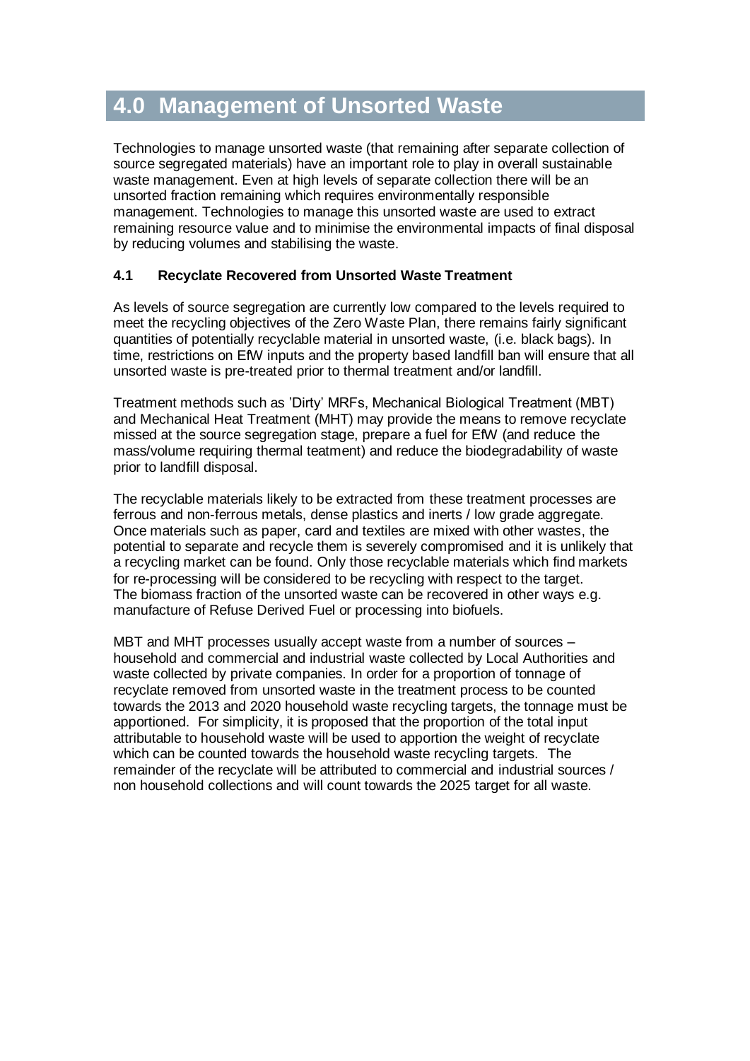# 4.0 Management of Unsorted Waste

Technologies to manage unsorted waste (that remaining after separate collection of source segregated materials) have an important role to play in overall sustainable waste management. Even at high levels of separate collection there will be an unsorted fraction remaining which requires environmentally responsible management. Technologies to manage this unsorted waste are used to extract remaining resource value and to minimise the environmental impacts of final disposal by reducing volumes and stabilising the waste.

### 4.1 Recyclate Recovered from Unsorted Waste Treatment

As levels of source segregation are currently low compared to the levels required to meet the recycling objectives of the Zero Waste Plan, there remains fairly significant quantities of potentially recyclable material in unsorted waste, (i.e. black bags). In time, restrictions on EfW inputs and the property based landfill ban will ensure that all unsorted waste is pre-treated prior to thermal treatment and/or landfill.

Treatment methods such as 'Dirty' MRFs, Mechanical Biological Treatment (MBT) and Mechanical Heat Treatment (MHT) may provide the means to remove recyclate missed at the source segregation stage, prepare a fuel for EfW (and reduce the mass/volume requiring thermal teatment) and reduce the biodegradability of waste prior to landfill disposal.

The recyclable materials likely to be extracted from these treatment processes are ferrous and non-ferrous metals, dense plastics and inerts / low grade aggregate. Once materials such as paper, card and textiles are mixed with other wastes, the potential to separate and recycle them is severely compromised and it is unlikely that a recycling market can be found. Only those recyclable materials which find markets for re-processing will be considered to be recycling with respect to the target. The biomass fraction of the unsorted waste can be recovered in other ways e.g. manufacture of Refuse Derived Fuel or processing into biofuels.

MBT and MHT processes usually accept waste from a number of sources – household and commercial and industrial waste collected by Local Authorities and waste collected by private companies. In order for a proportion of tonnage of recyclate removed from unsorted waste in the treatment process to be counted towards the 2013 and 2020 household waste recycling targets, the tonnage must be apportioned. For simplicity, it is proposed that the proportion of the total input attributable to household waste will be used to apportion the weight of recyclate which can be counted towards the household waste recycling targets. The remainder of the recyclate will be attributed to commercial and industrial sources / non household collections and will count towards the 2025 target for all waste.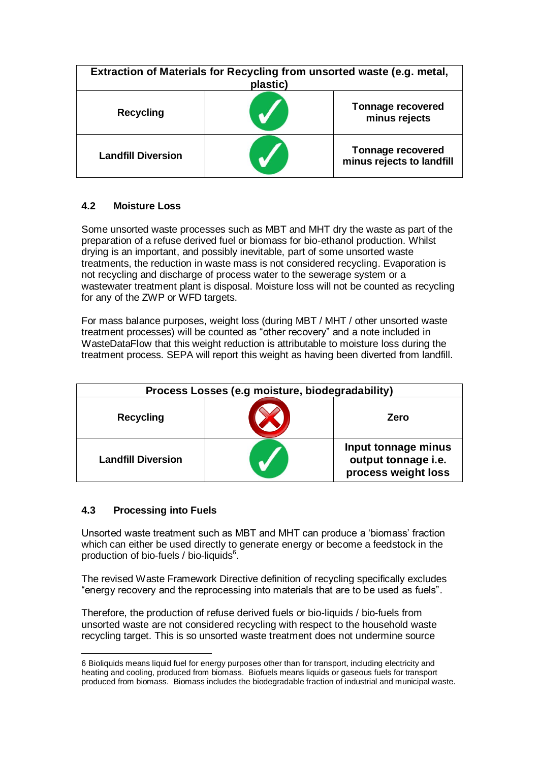| Extraction of Materials for Recycling from unsorted waste (e.g. metal, plastic) | | |
|---|---|---|
| **Recycling** | ✓ | **Tonnage recovered minus rejects** |
| **Landfill Diversion** | ✓ | **Tonnage recovered minus rejects to landfill** |

### 4.2 Moisture Loss

Some unsorted waste processes such as MBT and MHT dry the waste as part of the preparation of a refuse derived fuel or biomass for bio-ethanol production. Whilst drying is an important, and possibly inevitable, part of some unsorted waste treatments, the reduction in waste mass is not considered recycling. Evaporation is not recycling and discharge of process water to the sewerage system or a wastewater treatment plant is disposal. Moisture loss will not be counted as recycling for any of the ZWP or WFD targets.

For mass balance purposes, weight loss (during MBT / MHT / other unsorted waste treatment processes) will be counted as "other recovery" and a note included in WasteDataFlow that this weight reduction is attributable to moisture loss during the treatment process. SEPA will report this weight as having been diverted from landfill.

| Process Losses (e.g moisture, biodegradability) | | |
|---|---|---|
| **Recycling** | ✗ | **Zero** |
| **Landfill Diversion** | ✓ | **Input tonnage minus output tonnage i.e. process weight loss** |

### 4.3 Processing into Fuels

Unsorted waste treatment such as MBT and MHT can produce a 'biomass' fraction which can either be used directly to generate energy or become a feedstock in the production of bio-fuels / bio-liquids[6].

The revised Waste Framework Directive definition of recycling specifically excludes "energy recovery and the reprocessing into materials that are to be used as fuels".

Therefore, the production of refuse derived fuels or bio-liquids / bio-fuels from unsorted waste are not considered recycling with respect to the household waste recycling target. This is so unsorted waste treatment does not undermine source

---

6 Bioliquids means liquid fuel for energy purposes other than for transport, including electricity and heating and cooling, produced from biomass. Biofuels means liquids or gaseous fuels for transport produced from biomass. Biomass includes the biodegradable fraction of industrial and municipal waste.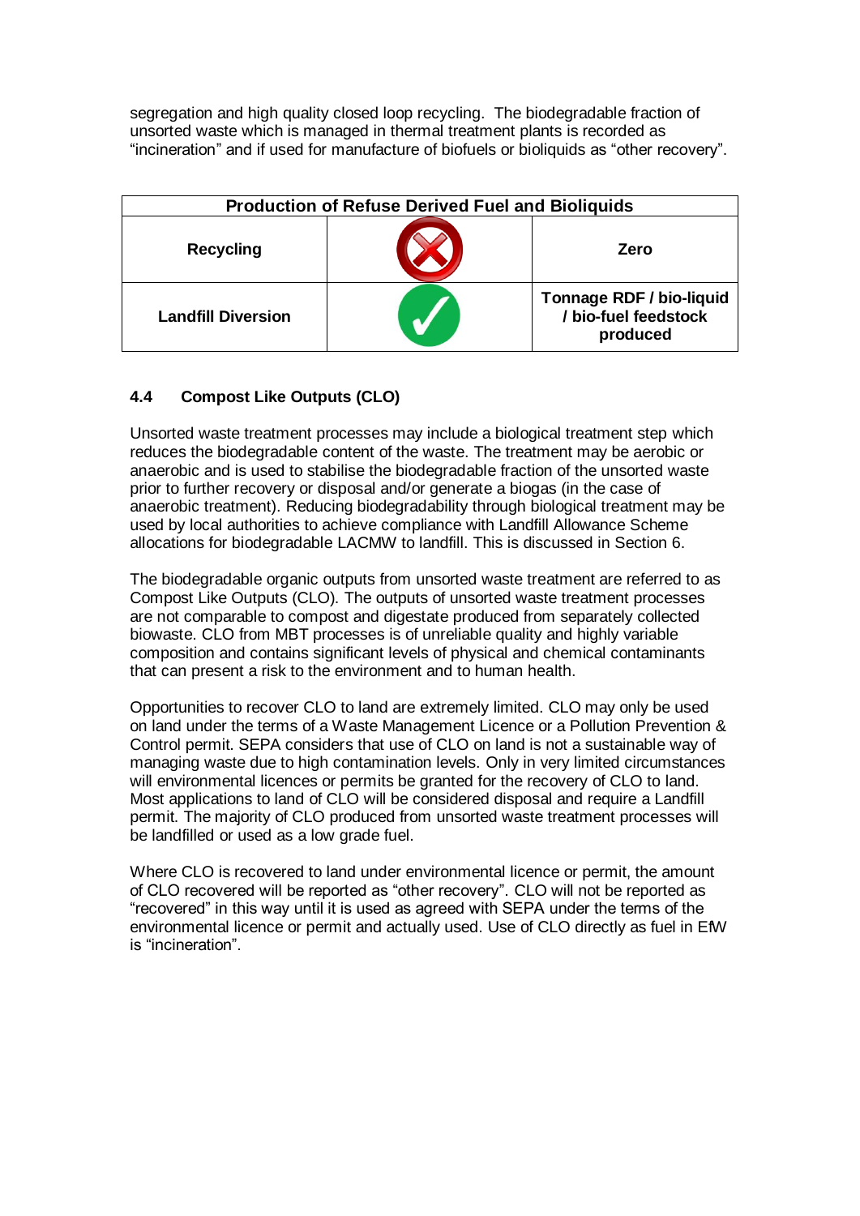segregation and high quality closed loop recycling. The biodegradable fraction of unsorted waste which is managed in thermal treatment plants is recorded as “incineration” and if used for manufacture of biofuels or bioliquids as “other recovery”.

| Production of Refuse Derived Fuel and Bioliquids | | |
|---|---|---|
| **Recycling** | ✗ | **Zero** |
| **Landfill Diversion** | ✓ | **Tonnage RDF / bio-liquid / bio-fuel feedstock produced** |

### 4.4 Compost Like Outputs (CLO)

Unsorted waste treatment processes may include a biological treatment step which reduces the biodegradable content of the waste. The treatment may be aerobic or anaerobic and is used to stabilise the biodegradable fraction of the unsorted waste prior to further recovery or disposal and/or generate a biogas (in the case of anaerobic treatment). Reducing biodegradability through biological treatment may be used by local authorities to achieve compliance with Landfill Allowance Scheme allocations for biodegradable LACMW to landfill. This is discussed in Section 6.

The biodegradable organic outputs from unsorted waste treatment are referred to as Compost Like Outputs (CLO). The outputs of unsorted waste treatment processes are not comparable to compost and digestate produced from separately collected biowaste. CLO from MBT processes is of unreliable quality and highly variable composition and contains significant levels of physical and chemical contaminants that can present a risk to the environment and to human health.

Opportunities to recover CLO to land are extremely limited. CLO may only be used on land under the terms of a Waste Management Licence or a Pollution Prevention & Control permit. SEPA considers that use of CLO on land is not a sustainable way of managing waste due to high contamination levels. Only in very limited circumstances will environmental licences or permits be granted for the recovery of CLO to land. Most applications to land of CLO will be considered disposal and require a Landfill permit. The majority of CLO produced from unsorted waste treatment processes will be landfilled or used as a low grade fuel.

Where CLO is recovered to land under environmental licence or permit, the amount of CLO recovered will be reported as “other recovery”. CLO will not be reported as “recovered” in this way until it is used as agreed with SEPA under the terms of the environmental licence or permit and actually used. Use of CLO directly as fuel in EfW is “incineration”.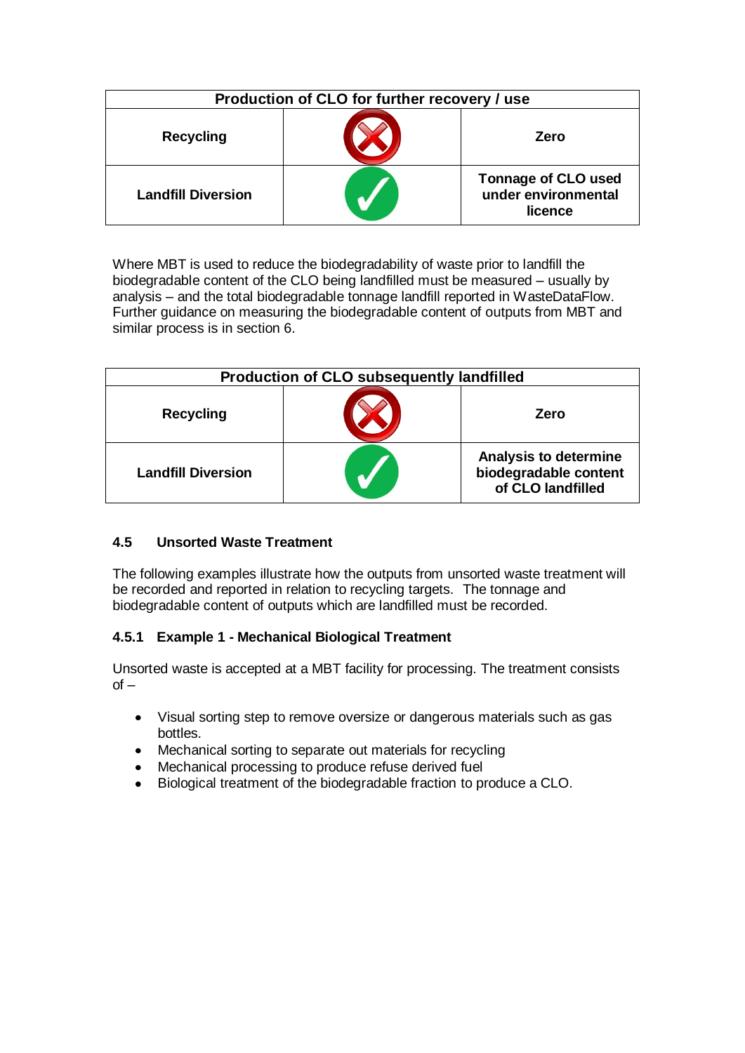| Production of CLO for further recovery / use | | |
|---|---|---|
| **Recycling** | ✗ | **Zero** |
| **Landfill Diversion** | ✓ | **Tonnage of CLO used under environmental licence** |

Where MBT is used to reduce the biodegradability of waste prior to landfill the biodegradable content of the CLO being landfilled must be measured – usually by analysis – and the total biodegradable tonnage landfill reported in WasteDataFlow. Further guidance on measuring the biodegradable content of outputs from MBT and similar process is in section 6.

| Production of CLO subsequently landfilled | | |
|---|---|---|
| **Recycling** | ✗ | **Zero** |
| **Landfill Diversion** | ✓ | **Analysis to determine biodegradable content of CLO landfilled** |

### 4.5 Unsorted Waste Treatment

The following examples illustrate how the outputs from unsorted waste treatment will be recorded and reported in relation to recycling targets. The tonnage and biodegradable content of outputs which are landfilled must be recorded.

#### 4.5.1 Example 1 - Mechanical Biological Treatment

Unsorted waste is accepted at a MBT facility for processing. The treatment consists of –

- Visual sorting step to remove oversize or dangerous materials such as gas bottles.
- Mechanical sorting to separate out materials for recycling
- Mechanical processing to produce refuse derived fuel
- Biological treatment of the biodegradable fraction to produce a CLO.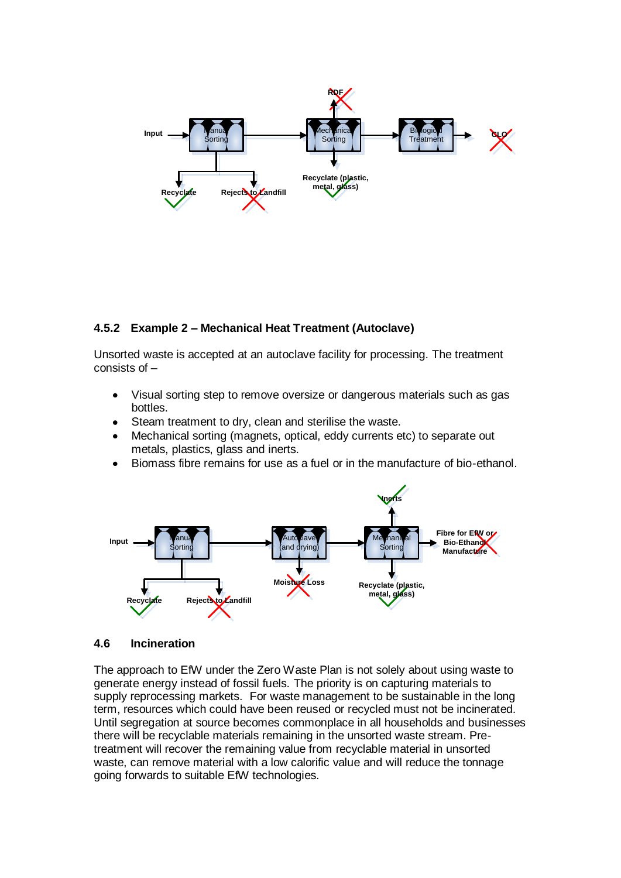### 4.5.2 Example 2 – Mechanical Heat Treatment (Autoclave)

Unsorted waste is accepted at an autoclave facility for processing. The treatment consists of –

- Visual sorting step to remove oversize or dangerous materials such as gas bottles.
- Steam treatment to dry, clean and sterilise the waste.
- Mechanical sorting (magnets, optical, eddy currents etc) to separate out metals, plastics, glass and inerts.
- Biomass fibre remains for use as a fuel or in the manufacture of bio-ethanol.

## 4.6 Incineration

The approach to EfW under the Zero Waste Plan is not solely about using waste to generate energy instead of fossil fuels. The priority is on capturing materials to supply reprocessing markets. For waste management to be sustainable in the long term, resources which could have been reused or recycled must not be incinerated. Until segregation at source becomes commonplace in all households and businesses there will be recyclable materials remaining in the unsorted waste stream. Pre-treatment will recover the remaining value from recyclable material in unsorted waste, can remove material with a low calorific value and will reduce the tonnage going forwards to suitable EfW technologies.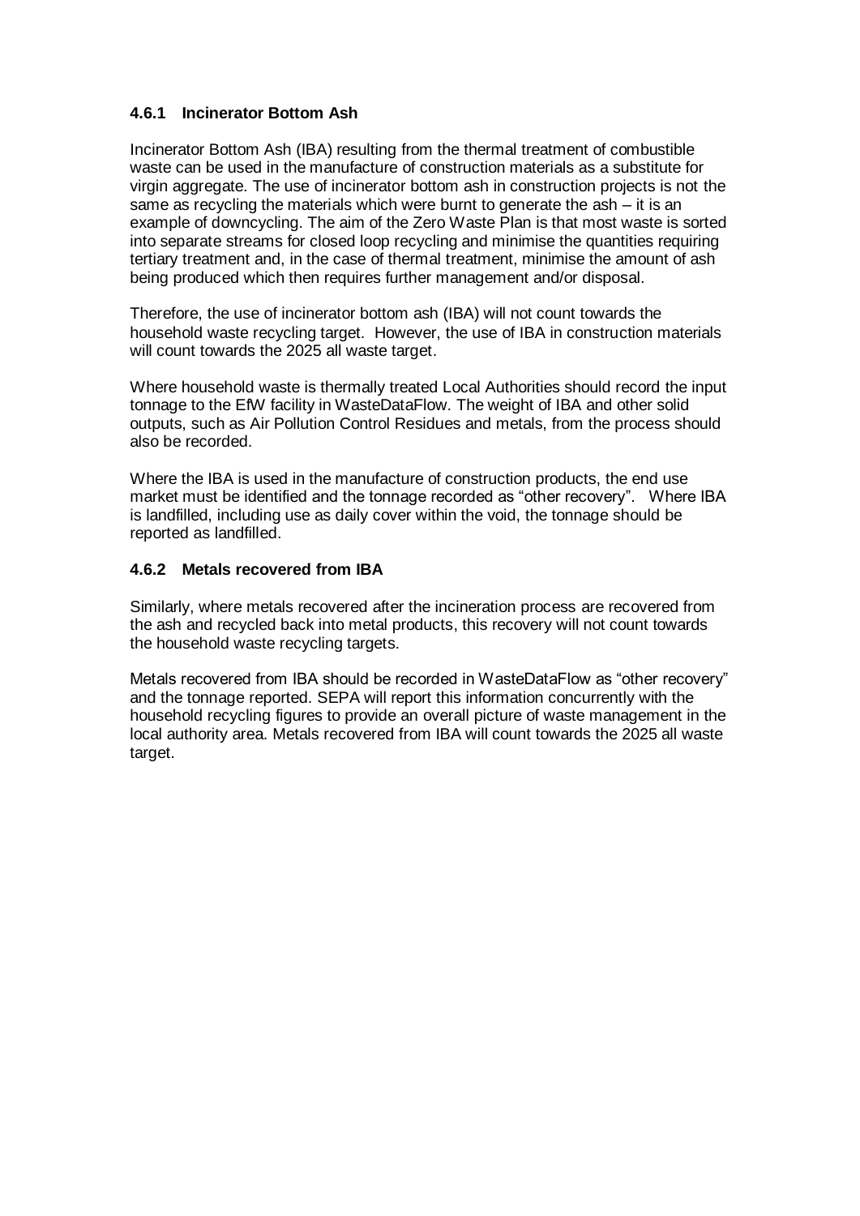#### 4.6.1 Incinerator Bottom Ash

Incinerator Bottom Ash (IBA) resulting from the thermal treatment of combustible waste can be used in the manufacture of construction materials as a substitute for virgin aggregate. The use of incinerator bottom ash in construction projects is not the same as recycling the materials which were burnt to generate the ash – it is an example of downcycling. The aim of the Zero Waste Plan is that most waste is sorted into separate streams for closed loop recycling and minimise the quantities requiring tertiary treatment and, in the case of thermal treatment, minimise the amount of ash being produced which then requires further management and/or disposal.

Therefore, the use of incinerator bottom ash (IBA) will not count towards the household waste recycling target. However, the use of IBA in construction materials will count towards the 2025 all waste target.

Where household waste is thermally treated Local Authorities should record the input tonnage to the EfW facility in WasteDataFlow. The weight of IBA and other solid outputs, such as Air Pollution Control Residues and metals, from the process should also be recorded.

Where the IBA is used in the manufacture of construction products, the end use market must be identified and the tonnage recorded as "other recovery". Where IBA is landfilled, including use as daily cover within the void, the tonnage should be reported as landfilled.

#### 4.6.2 Metals recovered from IBA

Similarly, where metals recovered after the incineration process are recovered from the ash and recycled back into metal products, this recovery will not count towards the household waste recycling targets.

Metals recovered from IBA should be recorded in WasteDataFlow as "other recovery" and the tonnage reported. SEPA will report this information concurrently with the household recycling figures to provide an overall picture of waste management in the local authority area. Metals recovered from IBA will count towards the 2025 all waste target.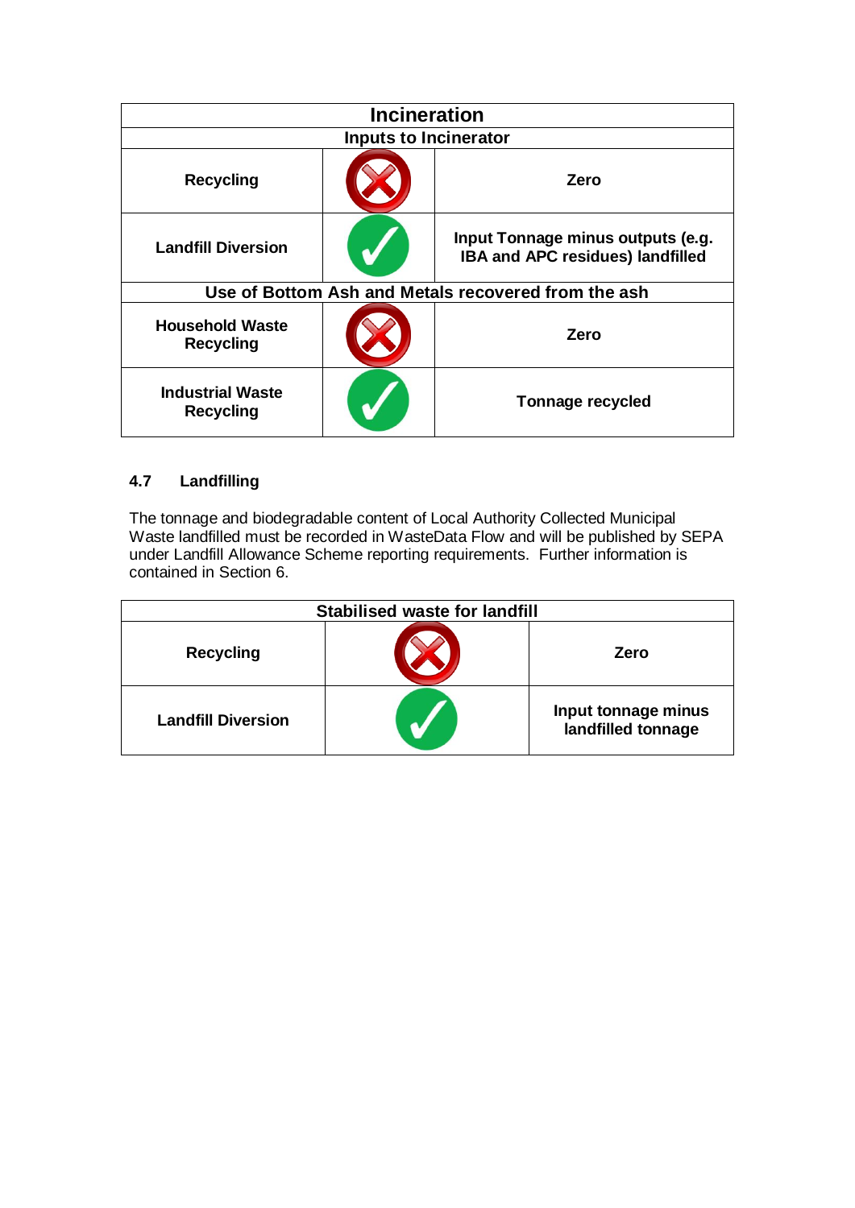| Incineration | | |
|---|---|---|
| **Inputs to Incinerator** | | |
| **Recycling** | ✗ | **Zero** |
| **Landfill Diversion** | ✓ | **Input Tonnage minus outputs (e.g. IBA and APC residues) landfilled** |
| **Use of Bottom Ash and Metals recovered from the ash** | | |
| **Household Waste Recycling** | ✗ | **Zero** |
| **Industrial Waste Recycling** | ✓ | **Tonnage recycled** |

### 4.7 Landfilling

The tonnage and biodegradable content of Local Authority Collected Municipal Waste landfilled must be recorded in WasteData Flow and will be published by SEPA under Landfill Allowance Scheme reporting requirements. Further information is contained in Section 6.

| Stabilised waste for landfill | | |
|---|---|---|
| **Recycling** | ✗ | **Zero** |
| **Landfill Diversion** | ✓ | **Input tonnage minus landfilled tonnage** |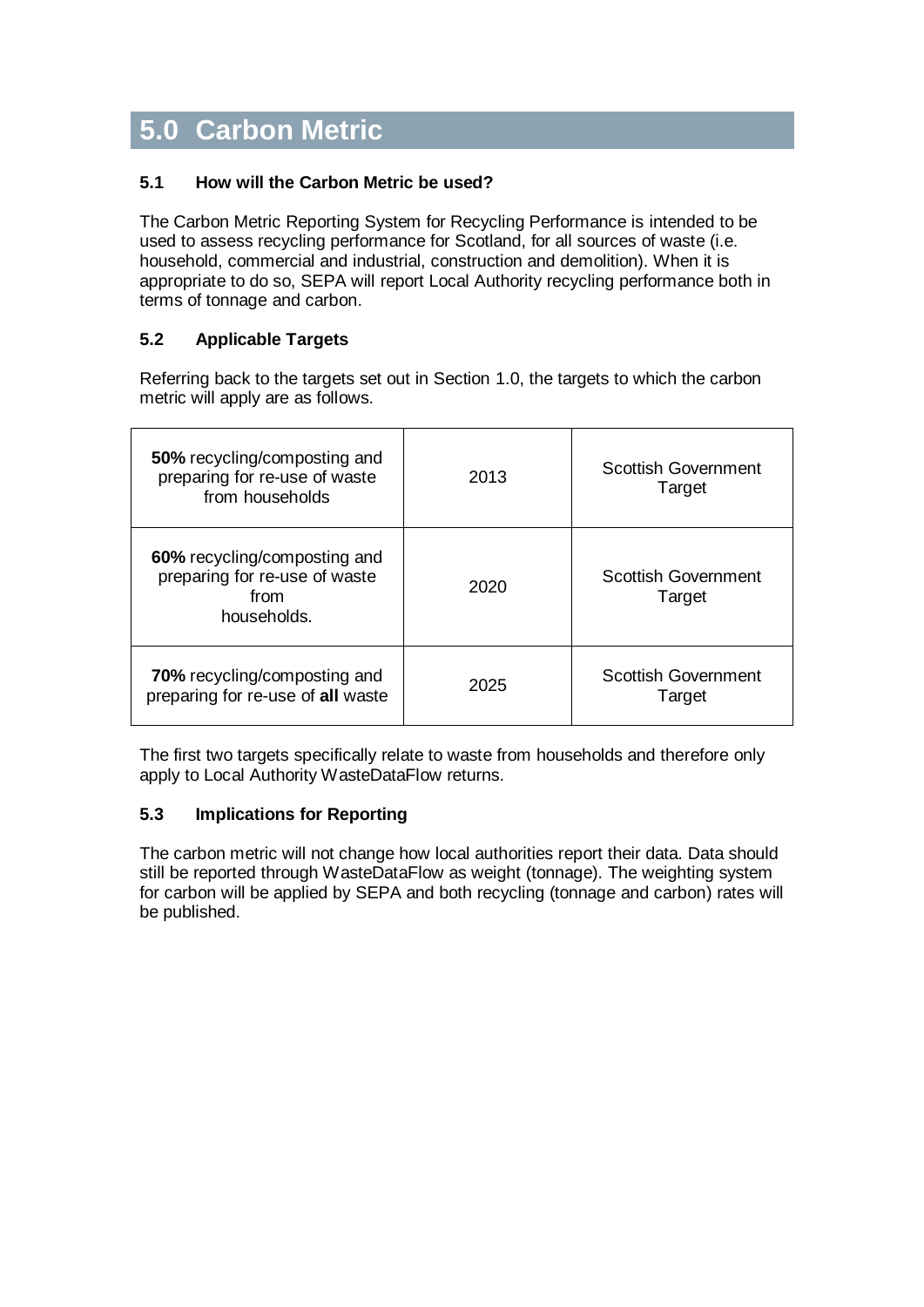# 5.0 Carbon Metric

### 5.1 How will the Carbon Metric be used?

The Carbon Metric Reporting System for Recycling Performance is intended to be used to assess recycling performance for Scotland, for all sources of waste (i.e. household, commercial and industrial, construction and demolition). When it is appropriate to do so, SEPA will report Local Authority recycling performance both in terms of tonnage and carbon.

### 5.2 Applicable Targets

Referring back to the targets set out in Section 1.0, the targets to which the carbon metric will apply are as follows.

| | | |
|---|---|---|
| **50%** recycling/composting and preparing for re-use of waste from households | 2013 | Scottish Government Target |
| **60%** recycling/composting and preparing for re-use of waste from households. | 2020 | Scottish Government Target |
| **70%** recycling/composting and preparing for re-use of **all** waste | 2025 | Scottish Government Target |

The first two targets specifically relate to waste from households and therefore only apply to Local Authority WasteDataFlow returns.

### 5.3 Implications for Reporting

The carbon metric will not change how local authorities report their data. Data should still be reported through WasteDataFlow as weight (tonnage). The weighting system for carbon will be applied by SEPA and both recycling (tonnage and carbon) rates will be published.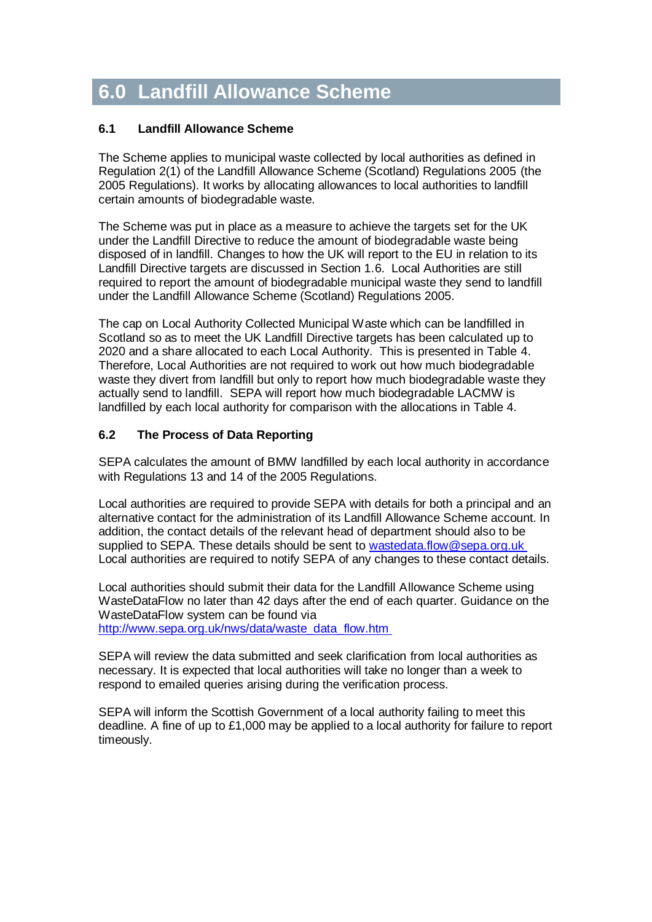# 6.0 Landfill Allowance Scheme

### 6.1 Landfill Allowance Scheme

The Scheme applies to municipal waste collected by local authorities as defined in Regulation 2(1) of the Landfill Allowance Scheme (Scotland) Regulations 2005 (the 2005 Regulations). It works by allocating allowances to local authorities to landfill certain amounts of biodegradable waste.

The Scheme was put in place as a measure to achieve the targets set for the UK under the Landfill Directive to reduce the amount of biodegradable waste being disposed of in landfill. Changes to how the UK will report to the EU in relation to its Landfill Directive targets are discussed in Section 1.6. Local Authorities are still required to report the amount of biodegradable municipal waste they send to landfill under the Landfill Allowance Scheme (Scotland) Regulations 2005.

The cap on Local Authority Collected Municipal Waste which can be landfilled in Scotland so as to meet the UK Landfill Directive targets has been calculated up to 2020 and a share allocated to each Local Authority. This is presented in Table 4. Therefore, Local Authorities are not required to work out how much biodegradable waste they divert from landfill but only to report how much biodegradable waste they actually send to landfill. SEPA will report how much biodegradable LACMW is landfilled by each local authority for comparison with the allocations in Table 4.

### 6.2 The Process of Data Reporting

SEPA calculates the amount of BMW landfilled by each local authority in accordance with Regulations 13 and 14 of the 2005 Regulations.

Local authorities are required to provide SEPA with details for both a principal and an alternative contact for the administration of its Landfill Allowance Scheme account. In addition, the contact details of the relevant head of department should also to be supplied to SEPA. These details should be sent to [wastedata.flow@sepa.org.uk](mailto:wastedata.flow@sepa.org.uk) Local authorities are required to notify SEPA of any changes to these contact details.

Local authorities should submit their data for the Landfill Allowance Scheme using WasteDataFlow no later than 42 days after the end of each quarter. Guidance on the WasteDataFlow system can be found via [http://www.sepa.org.uk/nws/data/waste_data_flow.htm](http://www.sepa.org.uk/nws/data/waste_data_flow.htm)

SEPA will review the data submitted and seek clarification from local authorities as necessary. It is expected that local authorities will take no longer than a week to respond to emailed queries arising during the verification process.

SEPA will inform the Scottish Government of a local authority failing to meet this deadline. A fine of up to £1,000 may be applied to a local authority for failure to report timeously.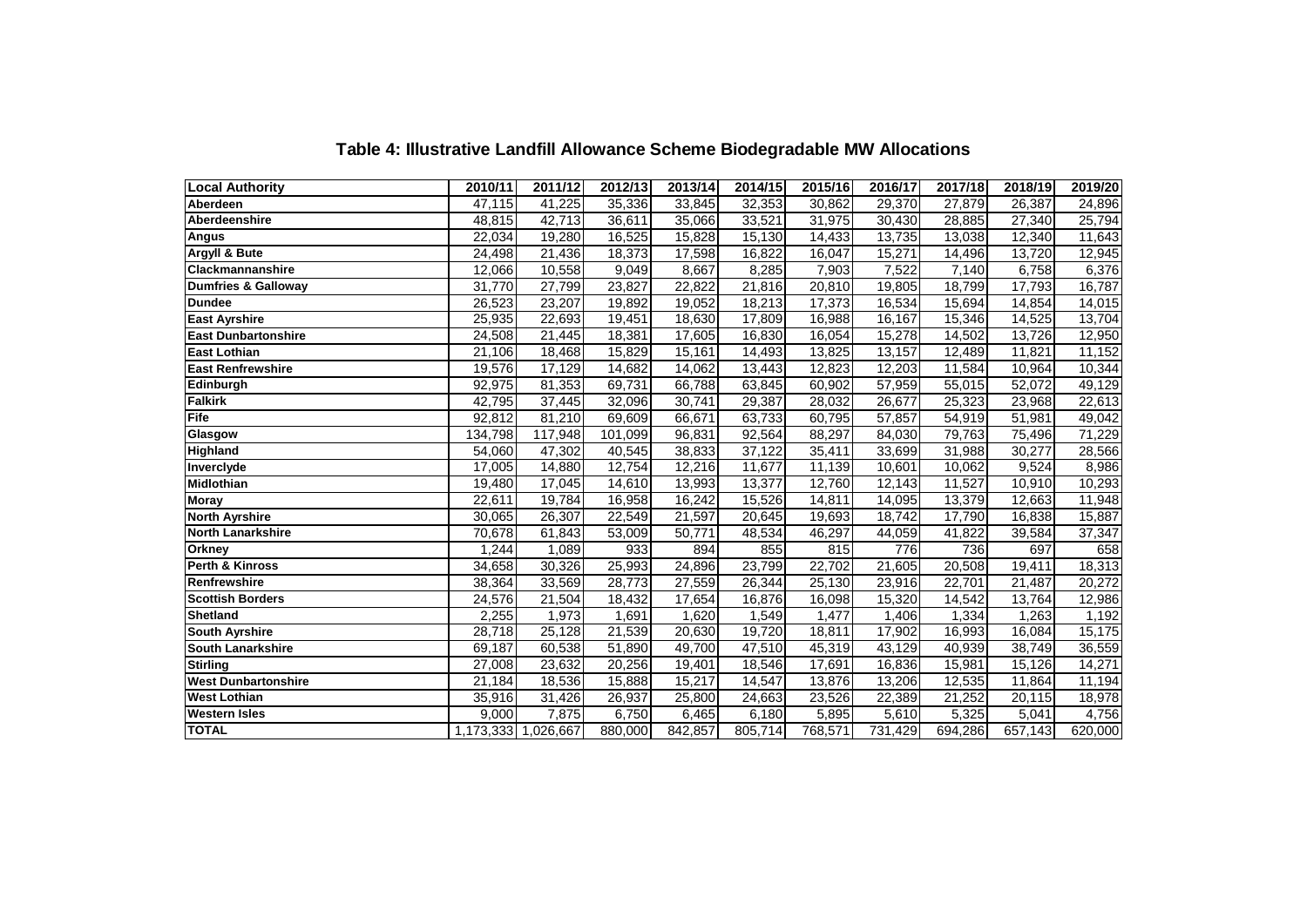## Table 4: Illustrative Landfill Allowance Scheme Biodegradable MW Allocations

| Local Authority | 2010/11 | 2011/12 | 2012/13 | 2013/14 | 2014/15 | 2015/16 | 2016/17 | 2017/18 | 2018/19 | 2019/20 |
|---|---|---|---|---|---|---|---|---|---|---|
| **Aberdeen** | 47,115 | 41,225 | 35,336 | 33,845 | 32,353 | 30,862 | 29,370 | 27,879 | 26,387 | 24,896 |
| **Aberdeenshire** | 48,815 | 42,713 | 36,611 | 35,066 | 33,521 | 31,975 | 30,430 | 28,885 | 27,340 | 25,794 |
| **Angus** | 22,034 | 19,280 | 16,525 | 15,828 | 15,130 | 14,433 | 13,735 | 13,038 | 12,340 | 11,643 |
| **Argyll & Bute** | 24,498 | 21,436 | 18,373 | 17,598 | 16,822 | 16,047 | 15,271 | 14,496 | 13,720 | 12,945 |
| **Clackmannanshire** | 12,066 | 10,558 | 9,049 | 8,667 | 8,285 | 7,903 | 7,522 | 7,140 | 6,758 | 6,376 |
| **Dumfries & Galloway** | 31,770 | 27,799 | 23,827 | 22,822 | 21,816 | 20,810 | 19,805 | 18,799 | 17,793 | 16,787 |
| **Dundee** | 26,523 | 23,207 | 19,892 | 19,052 | 18,213 | 17,373 | 16,534 | 15,694 | 14,854 | 14,015 |
| **East Ayrshire** | 25,935 | 22,693 | 19,451 | 18,630 | 17,809 | 16,988 | 16,167 | 15,346 | 14,525 | 13,704 |
| **East Dunbartonshire** | 24,508 | 21,445 | 18,381 | 17,605 | 16,830 | 16,054 | 15,278 | 14,502 | 13,726 | 12,950 |
| **East Lothian** | 21,106 | 18,468 | 15,829 | 15,161 | 14,493 | 13,825 | 13,157 | 12,489 | 11,821 | 11,152 |
| **East Renfrewshire** | 19,576 | 17,129 | 14,682 | 14,062 | 13,443 | 12,823 | 12,203 | 11,584 | 10,964 | 10,344 |
| **Edinburgh** | 92,975 | 81,353 | 69,731 | 66,788 | 63,845 | 60,902 | 57,959 | 55,015 | 52,072 | 49,129 |
| **Falkirk** | 42,795 | 37,445 | 32,096 | 30,741 | 29,387 | 28,032 | 26,677 | 25,323 | 23,968 | 22,613 |
| **Fife** | 92,812 | 81,210 | 69,609 | 66,671 | 63,733 | 60,795 | 57,857 | 54,919 | 51,981 | 49,042 |
| **Glasgow** | 134,798 | 117,948 | 101,099 | 96,831 | 92,564 | 88,297 | 84,030 | 79,763 | 75,496 | 71,229 |
| **Highland** | 54,060 | 47,302 | 40,545 | 38,833 | 37,122 | 35,411 | 33,699 | 31,988 | 30,277 | 28,566 |
| **Inverclyde** | 17,005 | 14,880 | 12,754 | 12,216 | 11,677 | 11,139 | 10,601 | 10,062 | 9,524 | 8,986 |
| **Midlothian** | 19,480 | 17,045 | 14,610 | 13,993 | 13,377 | 12,760 | 12,143 | 11,527 | 10,910 | 10,293 |
| **Moray** | 22,611 | 19,784 | 16,958 | 16,242 | 15,526 | 14,811 | 14,095 | 13,379 | 12,663 | 11,948 |
| **North Ayrshire** | 30,065 | 26,307 | 22,549 | 21,597 | 20,645 | 19,693 | 18,742 | 17,790 | 16,838 | 15,887 |
| **North Lanarkshire** | 70,678 | 61,843 | 53,009 | 50,771 | 48,534 | 46,297 | 44,059 | 41,822 | 39,584 | 37,347 |
| **Orkney** | 1,244 | 1,089 | 933 | 894 | 855 | 815 | 776 | 736 | 697 | 658 |
| **Perth & Kinross** | 34,658 | 30,326 | 25,993 | 24,896 | 23,799 | 22,702 | 21,605 | 20,508 | 19,411 | 18,313 |
| **Renfrewshire** | 38,364 | 33,569 | 28,773 | 27,559 | 26,344 | 25,130 | 23,916 | 22,701 | 21,487 | 20,272 |
| **Scottish Borders** | 24,576 | 21,504 | 18,432 | 17,654 | 16,876 | 16,098 | 15,320 | 14,542 | 13,764 | 12,986 |
| **Shetland** | 2,255 | 1,973 | 1,691 | 1,620 | 1,549 | 1,477 | 1,406 | 1,334 | 1,263 | 1,192 |
| **South Ayrshire** | 28,718 | 25,128 | 21,539 | 20,630 | 19,720 | 18,811 | 17,902 | 16,993 | 16,084 | 15,175 |
| **South Lanarkshire** | 69,187 | 60,538 | 51,890 | 49,700 | 47,510 | 45,319 | 43,129 | 40,939 | 38,749 | 36,559 |
| **Stirling** | 27,008 | 23,632 | 20,256 | 19,401 | 18,546 | 17,691 | 16,836 | 15,981 | 15,126 | 14,271 |
| **West Dunbartonshire** | 21,184 | 18,536 | 15,888 | 15,217 | 14,547 | 13,876 | 13,206 | 12,535 | 11,864 | 11,194 |
| **West Lothian** | 35,916 | 31,426 | 26,937 | 25,800 | 24,663 | 23,526 | 22,389 | 21,252 | 20,115 | 18,978 |
| **Western Isles** | 9,000 | 7,875 | 6,750 | 6,465 | 6,180 | 5,895 | 5,610 | 5,325 | 5,041 | 4,756 |
| **TOTAL** | 1,173,333 | 1,026,667 | 880,000 | 842,857 | 805,714 | 768,571 | 731,429 | 694,286 | 657,143 | 620,000 |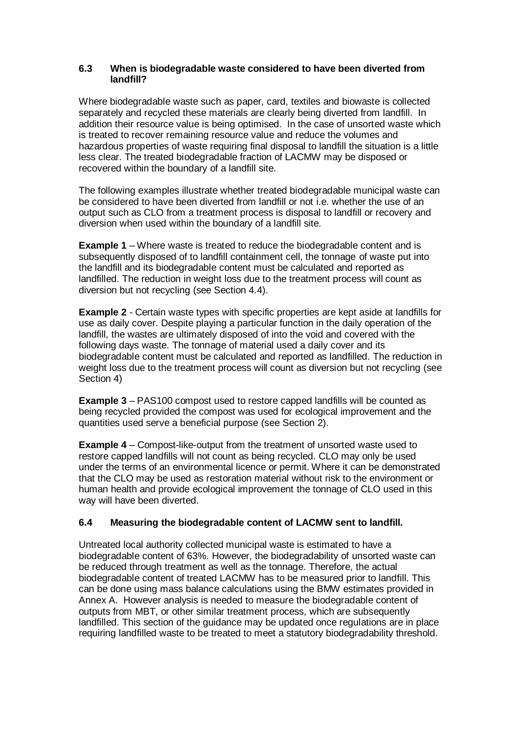### 6.3 When is biodegradable waste considered to have been diverted from landfill?

Where biodegradable waste such as paper, card, textiles and biowaste is collected separately and recycled these materials are clearly being diverted from landfill. In addition their resource value is being optimised. In the case of unsorted waste which is treated to recover remaining resource value and reduce the volumes and hazardous properties of waste requiring final disposal to landfill the situation is a little less clear. The treated biodegradable fraction of LACMW may be disposed or recovered within the boundary of a landfill site.

The following examples illustrate whether treated biodegradable municipal waste can be considered to have been diverted from landfill or not i.e. whether the use of an output such as CLO from a treatment process is disposal to landfill or recovery and diversion when used within the boundary of a landfill site.

**Example 1** – Where waste is treated to reduce the biodegradable content and is subsequently disposed of to landfill containment cell, the tonnage of waste put into the landfill and its biodegradable content must be calculated and reported as landfilled. The reduction in weight loss due to the treatment process will count as diversion but not recycling (see Section 4.4).

**Example 2** - Certain waste types with specific properties are kept aside at landfills for use as daily cover. Despite playing a particular function in the daily operation of the landfill, the wastes are ultimately disposed of into the void and covered with the following days waste. The tonnage of material used a daily cover and its biodegradable content must be calculated and reported as landfilled. The reduction in weight loss due to the treatment process will count as diversion but not recycling (see Section 4)

**Example 3** – PAS100 compost used to restore capped landfills will be counted as being recycled provided the compost was used for ecological improvement and the quantities used serve a beneficial purpose (see Section 2).

**Example 4** – Compost-like-output from the treatment of unsorted waste used to restore capped landfills will not count as being recycled. CLO may only be used under the terms of an environmental licence or permit. Where it can be demonstrated that the CLO may be used as restoration material without risk to the environment or human health and provide ecological improvement the tonnage of CLO used in this way will have been diverted.

### 6.4 Measuring the biodegradable content of LACMW sent to landfill.

Untreated local authority collected municipal waste is estimated to have a biodegradable content of 63%. However, the biodegradability of unsorted waste can be reduced through treatment as well as the tonnage. Therefore, the actual biodegradable content of treated LACMW has to be measured prior to landfill. This can be done using mass balance calculations using the BMW estimates provided in Annex A. However analysis is needed to measure the biodegradable content of outputs from MBT, or other similar treatment process, which are subsequently landfilled. This section of the guidance may be updated once regulations are in place requiring landfilled waste to be treated to meet a statutory biodegradability threshold.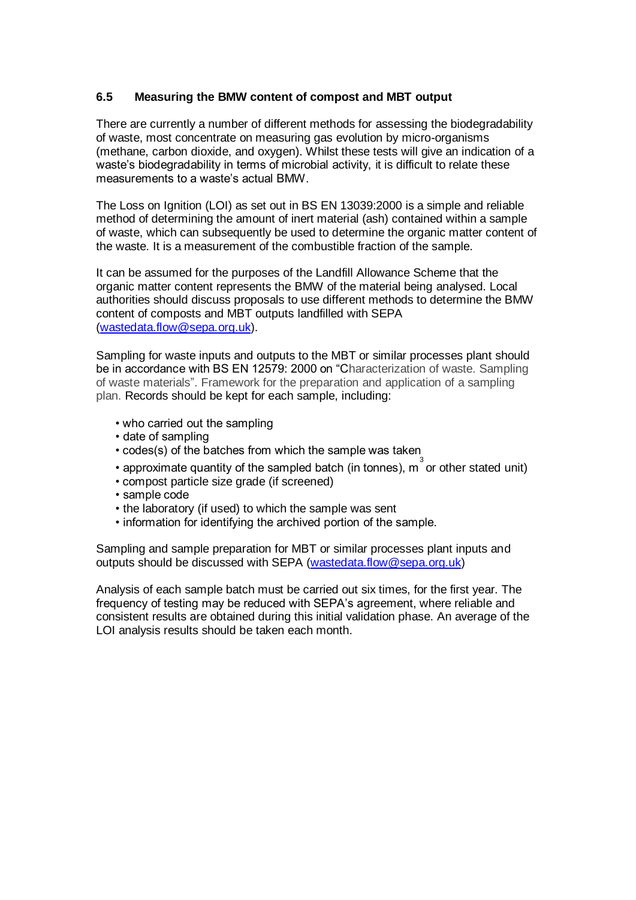### 6.5 Measuring the BMW content of compost and MBT output

There are currently a number of different methods for assessing the biodegradability of waste, most concentrate on measuring gas evolution by micro-organisms (methane, carbon dioxide, and oxygen). Whilst these tests will give an indication of a waste's biodegradability in terms of microbial activity, it is difficult to relate these measurements to a waste's actual BMW.

The Loss on Ignition (LOI) as set out in BS EN 13039:2000 is a simple and reliable method of determining the amount of inert material (ash) contained within a sample of waste, which can subsequently be used to determine the organic matter content of the waste. It is a measurement of the combustible fraction of the sample.

It can be assumed for the purposes of the Landfill Allowance Scheme that the organic matter content represents the BMW of the material being analysed. Local authorities should discuss proposals to use different methods to determine the BMW content of composts and MBT outputs landfilled with SEPA (wastedata.flow@sepa.org.uk).

Sampling for waste inputs and outputs to the MBT or similar processes plant should be in accordance with BS EN 12579: 2000 on "Characterization of waste. Sampling of waste materials". Framework for the preparation and application of a sampling plan. Records should be kept for each sample, including:

- who carried out the sampling
- date of sampling
- codes(s) of the batches from which the sample was taken
- approximate quantity of the sampled batch (in tonnes), $m^3$ or other stated unit)
- compost particle size grade (if screened)
- sample code
- the laboratory (if used) to which the sample was sent
- information for identifying the archived portion of the sample.

Sampling and sample preparation for MBT or similar processes plant inputs and outputs should be discussed with SEPA (wastedata.flow@sepa.org.uk)

Analysis of each sample batch must be carried out six times, for the first year. The frequency of testing may be reduced with SEPA's agreement, where reliable and consistent results are obtained during this initial validation phase. An average of the LOI analysis results should be taken each month.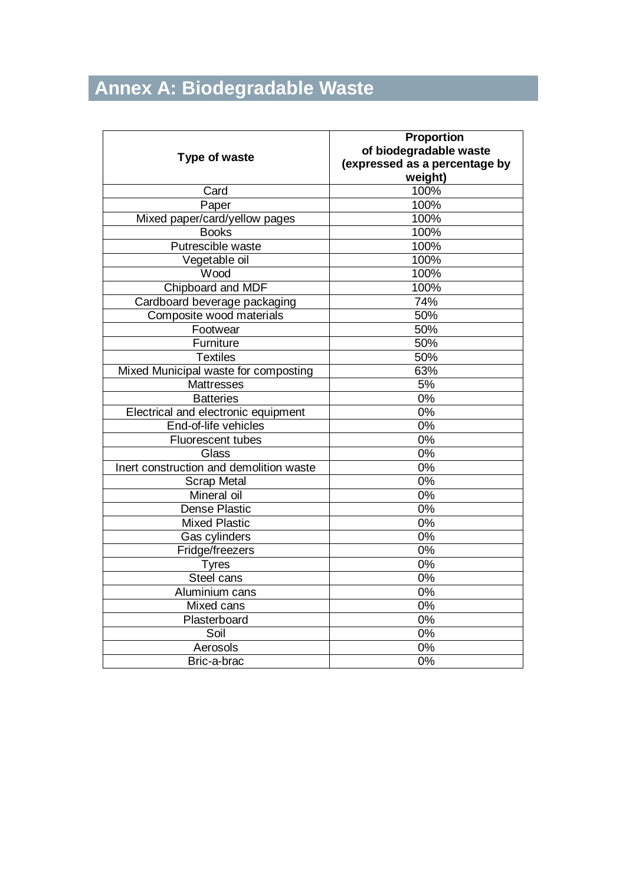# Annex A: Biodegradable Waste

| Type of waste | Proportion of biodegradable waste (expressed as a percentage by weight) |
|---|---|
| Card | 100% |
| Paper | 100% |
| Mixed paper/card/yellow pages | 100% |
| Books | 100% |
| Putrescible waste | 100% |
| Vegetable oil | 100% |
| Wood | 100% |
| Chipboard and MDF | 100% |
| Cardboard beverage packaging | 74% |
| Composite wood materials | 50% |
| Footwear | 50% |
| Furniture | 50% |
| Textiles | 50% |
| Mixed Municipal waste for composting | 63% |
| Mattresses | 5% |
| Batteries | 0% |
| Electrical and electronic equipment | 0% |
| End-of-life vehicles | 0% |
| Fluorescent tubes | 0% |
| Glass | 0% |
| Inert construction and demolition waste | 0% |
| Scrap Metal | 0% |
| Mineral oil | 0% |
| Dense Plastic | 0% |
| Mixed Plastic | 0% |
| Gas cylinders | 0% |
| Fridge/freezers | 0% |
| Tyres | 0% |
| Steel cans | 0% |
| Aluminium cans | 0% |
| Mixed cans | 0% |
| Plasterboard | 0% |
| Soil | 0% |
| Aerosols | 0% |
| Bric-a-brac | 0% |